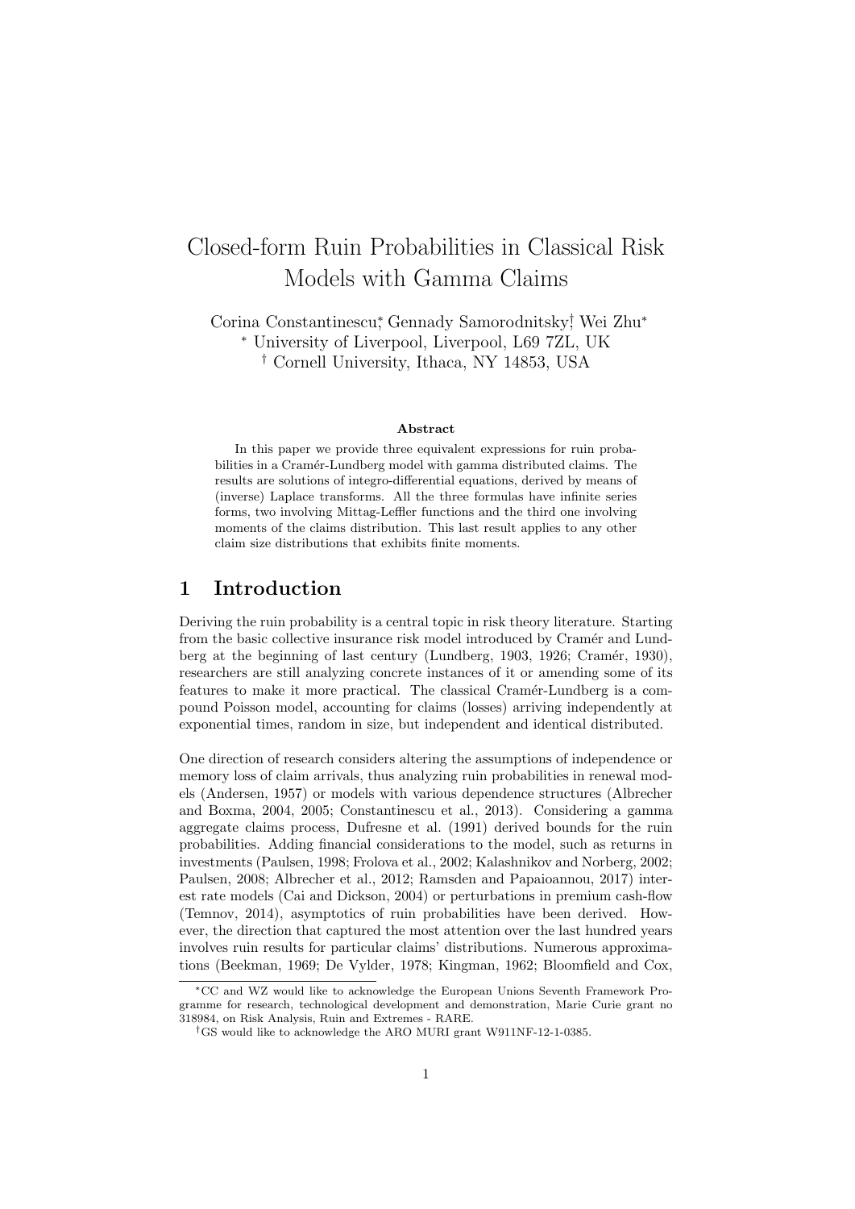# Closed-form Ruin Probabilities in Classical Risk Models with Gamma Claims

Corina Constantinescu[*], Gennady Samorodnitsky[†], Wei Zhu[*]

[*] University of Liverpool, Liverpool, L69 7ZL, UK

[†] Cornell University, Ithaca, NY 14853, USA

### Abstract

In this paper we provide three equivalent expressions for ruin probabilities in a Cramér-Lundberg model with gamma distributed claims. The results are solutions of integro-differential equations, derived by means of (inverse) Laplace transforms. All the three formulas have infinite series forms, two involving Mittag-Leffler functions and the third one involving moments of the claims distribution. This last result applies to any other claim size distributions that exhibits finite moments.

## 1 Introduction

Deriving the ruin probability is a central topic in risk theory literature. Starting from the basic collective insurance risk model introduced by Cramér and Lundberg at the beginning of last century (Lundberg, 1903, 1926; Cramér, 1930), researchers are still analyzing concrete instances of it or amending some of its features to make it more practical. The classical Cramér-Lundberg is a compound Poisson model, accounting for claims (losses) arriving independently at exponential times, random in size, but independent and identical distributed.

One direction of research considers altering the assumptions of independence or memory loss of claim arrivals, thus analyzing ruin probabilities in renewal models (Andersen, 1957) or models with various dependence structures (Albrecher and Boxma, 2004, 2005; Constantinescu et al., 2013). Considering a gamma aggregate claims process, Dufresne et al. (1991) derived bounds for the ruin probabilities. Adding financial considerations to the model, such as returns in investments (Paulsen, 1998; Frolova et al., 2002; Kalashnikov and Norberg, 2002; Paulsen, 2008; Albrecher et al., 2012; Ramsden and Papaioannou, 2017) interest rate models (Cai and Dickson, 2004) or perturbations in premium cash-flow (Temnov, 2014), asymptotics of ruin probabilities have been derived. However, the direction that captured the most attention over the last hundred years involves ruin results for particular claims' distributions. Numerous approximations (Beekman, 1969; De Vylder, 1978; Kingman, 1962; Bloomfield and Cox,

[*] CC and WZ would like to acknowledge the European Unions Seventh Framework Programme for research, technological development and demonstration, Marie Curie grant no 318984, on Risk Analysis, Ruin and Extremes - RARE.

[†] GS would like to acknowledge the ARO MURI grant W911NF-12-1-0385.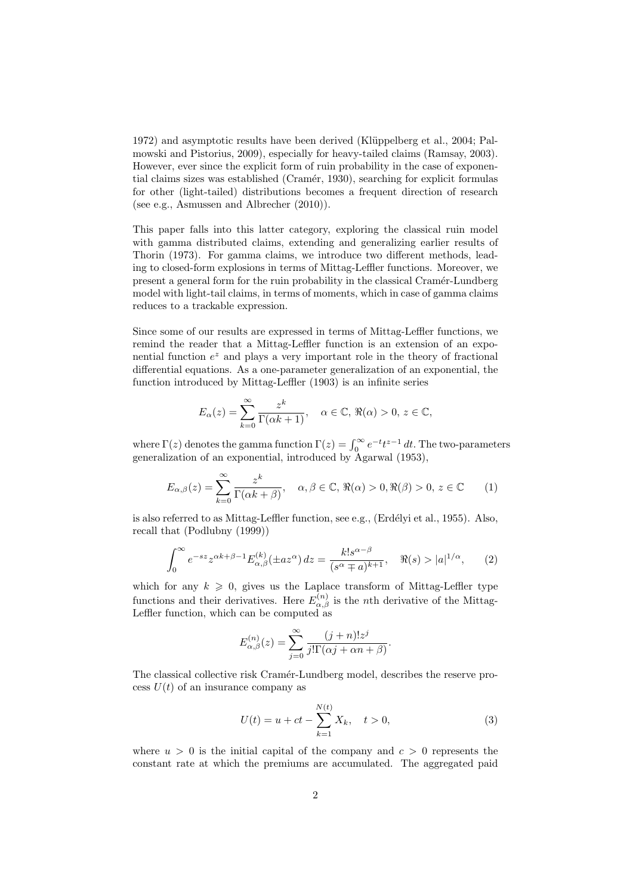1972) and asymptotic results have been derived (Klüppelberg et al., 2004; Palmowski and Pistorius, 2009), especially for heavy-tailed claims (Ramsay, 2003). However, ever since the explicit form of ruin probability in the case of exponential claims sizes was established (Cramér, 1930), searching for explicit formulas for other (light-tailed) distributions becomes a frequent direction of research (see e.g., Asmussen and Albrecher (2010)).

This paper falls into this latter category, exploring the classical ruin model with gamma distributed claims, extending and generalizing earlier results of Thorin (1973). For gamma claims, we introduce two different methods, leading to closed-form explosions in terms of Mittag-Leffler functions. Moreover, we present a general form for the ruin probability in the classical Cramér-Lundberg model with light-tail claims, in terms of moments, which in case of gamma claims reduces to a trackable expression.

Since some of our results are expressed in terms of Mittag-Leffler functions, we remind the reader that a Mittag-Leffler function is an extension of an exponential function $e^z$ and plays a very important role in the theory of fractional differential equations. As a one-parameter generalization of an exponential, the function introduced by Mittag-Leffler (1903) is an infinite series

$$E_\alpha(z) = \sum_{k=0}^{\infty} \frac{z^k}{\Gamma(\alpha k + 1)}, \quad \alpha \in \mathbb{C}, \, \Re(\alpha) > 0, \, z \in \mathbb{C},$$

where $\Gamma(z)$ denotes the gamma function $\Gamma(z) = \int_0^\infty e^{-t} t^{z-1} \, dt$. The two-parameters generalization of an exponential, introduced by Agarwal (1953),

$$E_{\alpha,\beta}(z) = \sum_{k=0}^{\infty} \frac{z^k}{\Gamma(\alpha k + \beta)}, \quad \alpha, \beta \in \mathbb{C}, \, \Re(\alpha) > 0, \Re(\beta) > 0, \, z \in \mathbb{C} \tag{1}$$

is also referred to as Mittag-Leffler function, see e.g., (Erdélyi et al., 1955). Also, recall that (Podlubny (1999))

$$\int_0^\infty e^{-sz} z^{\alpha k + \beta - 1} E^{(k)}_{\alpha,\beta}(\pm a z^\alpha) \, dz = \frac{k! s^{\alpha - \beta}}{(s^\alpha \mp a)^{k+1}}, \quad \Re(s) > |a|^{1/\alpha}, \tag{2}$$

which for any $k \geqslant 0$, gives us the Laplace transform of Mittag-Leffler type functions and their derivatives. Here $E^{(n)}_{\alpha,\beta}$ is the $n$th derivative of the Mittag-Leffler function, which can be computed as

$$E^{(n)}_{\alpha,\beta}(z) = \sum_{j=0}^{\infty} \frac{(j+n)! z^j}{j! \Gamma(\alpha j + \alpha n + \beta)}.$$

The classical collective risk Cramér-Lundberg model, describes the reserve process $U(t)$ of an insurance company as

$$U(t) = u + ct - \sum_{k=1}^{N(t)} X_k, \quad t > 0, \tag{3}$$

where $u > 0$ is the initial capital of the company and $c > 0$ represents the constant rate at which the premiums are accumulated. The aggregated paid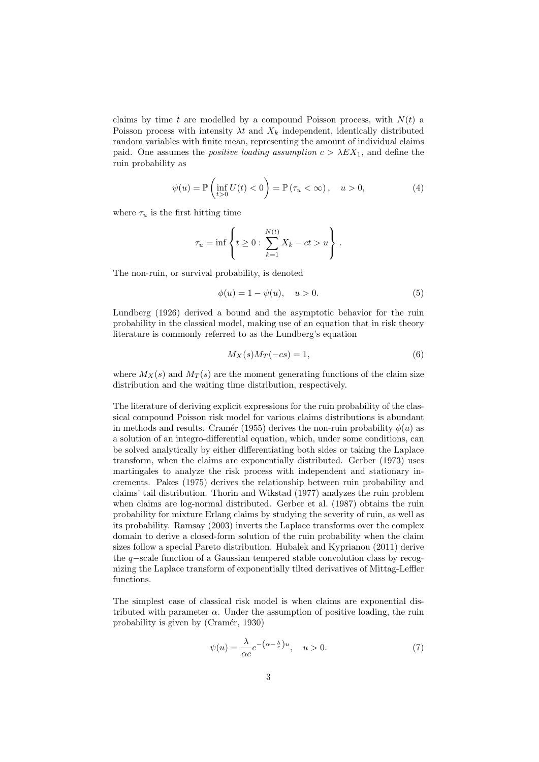claims by time $t$ are modelled by a compound Poisson process, with $N(t)$ a Poisson process with intensity $\lambda t$ and $X_k$ independent, identically distributed random variables with finite mean, representing the amount of individual claims paid. One assumes the *positive loading assumption* $c > \lambda E X_1$, and define the ruin probability as

$$\psi(u) = \mathbb{P}\left(\inf_{t>0} U(t) < 0\right) = \mathbb{P}\left(\tau_u < \infty\right), \quad u > 0, \tag{4}$$

where $\tau_u$ is the first hitting time

$$\tau_u = \inf\left\{t \geq 0 : \sum_{k=1}^{N(t)} X_k - ct > u\right\}.$$

The non-ruin, or survival probability, is denoted

$$\phi(u) = 1 - \psi(u), \quad u > 0. \tag{5}$$

Lundberg (1926) derived a bound and the asymptotic behavior for the ruin probability in the classical model, making use of an equation that in risk theory literature is commonly referred to as the Lundberg's equation

$$M_X(s) M_T(-cs) = 1, \tag{6}$$

where $M_X(s)$ and $M_T(s)$ are the moment generating functions of the claim size distribution and the waiting time distribution, respectively.

The literature of deriving explicit expressions for the ruin probability of the classical compound Poisson risk model for various claims distributions is abundant in methods and results. Cramér (1955) derives the non-ruin probability $\phi(u)$ as a solution of an integro-differential equation, which, under some conditions, can be solved analytically by either differentiating both sides or taking the Laplace transform, when the claims are exponentially distributed. Gerber (1973) uses martingales to analyze the risk process with independent and stationary increments. Pakes (1975) derives the relationship between ruin probability and claims' tail distribution. Thorin and Wikstad (1977) analyzes the ruin problem when claims are log-normal distributed. Gerber et al. (1987) obtains the ruin probability for mixture Erlang claims by studying the severity of ruin, as well as its probability. Ramsay (2003) inverts the Laplace transforms over the complex domain to derive a closed-form solution of the ruin probability when the claim sizes follow a special Pareto distribution. Hubalek and Kyprianou (2011) derive the $q-$scale function of a Gaussian tempered stable convolution class by recognizing the Laplace transform of exponentially tilted derivatives of Mittag-Leffler functions.

The simplest case of classical risk model is when claims are exponential distributed with parameter $\alpha$. Under the assumption of positive loading, the ruin probability is given by (Cramér, 1930)

$$\psi(u) = \frac{\lambda}{\alpha c} e^{-\left(\alpha - \frac{\lambda}{c}\right)u}, \quad u > 0. \tag{7}$$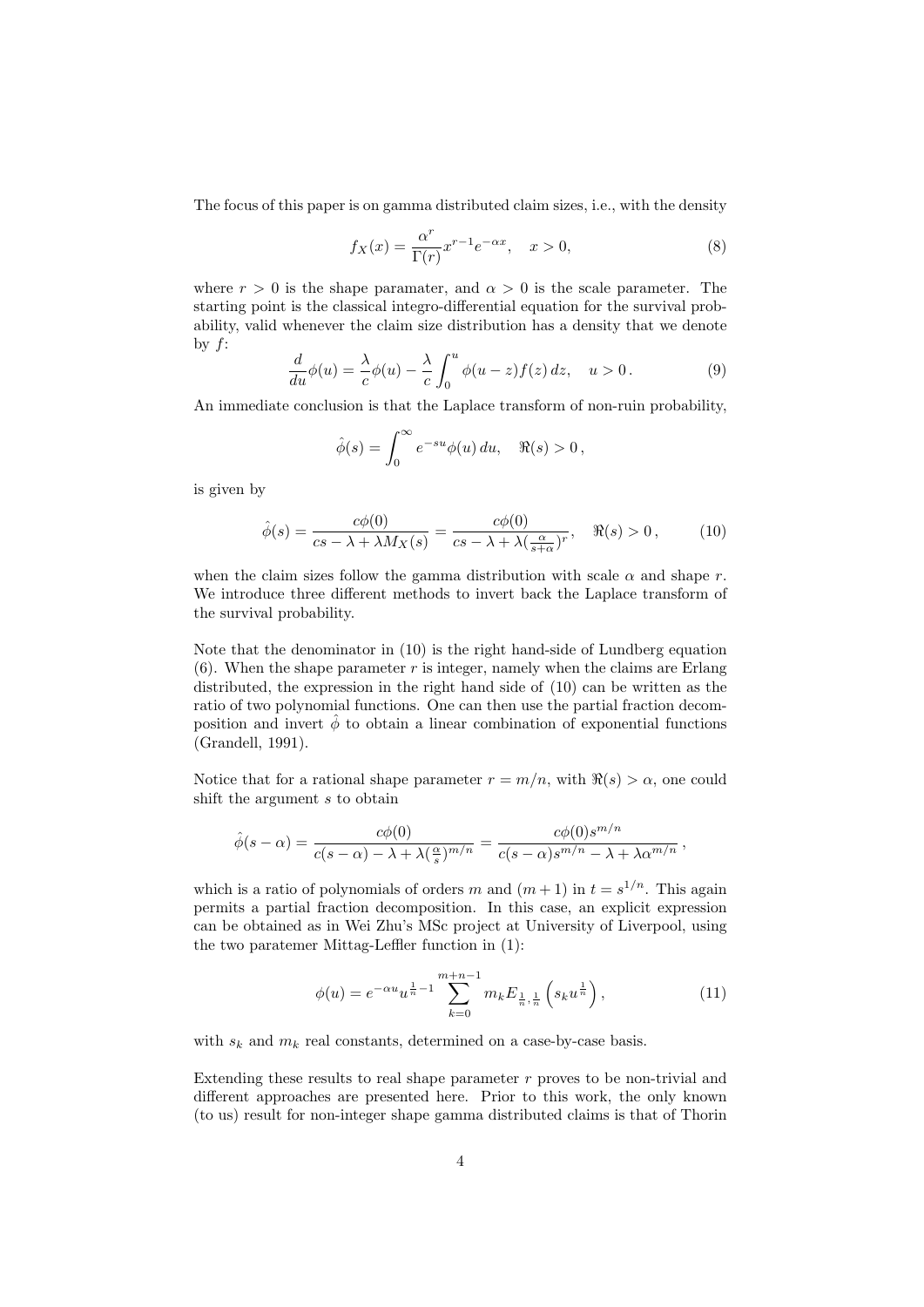The focus of this paper is on gamma distributed claim sizes, i.e., with the density

$$f_X(x) = \frac{\alpha^r}{\Gamma(r)} x^{r-1} e^{-\alpha x}, \quad x > 0, \tag{8}$$

where $r > 0$ is the shape paramater, and $\alpha > 0$ is the scale parameter. The starting point is the classical integro-differential equation for the survival probability, valid whenever the claim size distribution has a density that we denote by $f$:

$$\frac{d}{du}\phi(u) = \frac{\lambda}{c}\phi(u) - \frac{\lambda}{c}\int_0^u \phi(u-z)f(z)\,dz, \quad u > 0\,. \tag{9}$$

An immediate conclusion is that the Laplace transform of non-ruin probability,

$$\hat{\phi}(s) = \int_0^\infty e^{-su}\phi(u)\,du, \quad \Re(s) > 0\,,$$

is given by

$$\hat{\phi}(s) = \frac{c\phi(0)}{cs - \lambda + \lambda M_X(s)} = \frac{c\phi(0)}{cs - \lambda + \lambda(\frac{\alpha}{s+\alpha})^r}, \quad \Re(s) > 0\,, \tag{10}$$

when the claim sizes follow the gamma distribution with scale $\alpha$ and shape $r$. We introduce three different methods to invert back the Laplace transform of the survival probability.

Note that the denominator in (10) is the right hand-side of Lundberg equation (6). When the shape parameter $r$ is integer, namely when the claims are Erlang distributed, the expression in the right hand side of (10) can be written as the ratio of two polynomial functions. One can then use the partial fraction decomposition and invert $\hat{\phi}$ to obtain a linear combination of exponential functions (Grandell, 1991).

Notice that for a rational shape parameter $r = m/n$, with $\Re(s) > \alpha$, one could shift the argument $s$ to obtain

$$\hat{\phi}(s-\alpha) = \frac{c\phi(0)}{c(s-\alpha) - \lambda + \lambda(\frac{\alpha}{s})^{m/n}} = \frac{c\phi(0)s^{m/n}}{c(s-\alpha)s^{m/n} - \lambda + \lambda\alpha^{m/n}}\,,$$

which is a ratio of polynomials of orders $m$ and $(m+1)$ in $t = s^{1/n}$. This again permits a partial fraction decomposition. In this case, an explicit expression can be obtained as in Wei Zhu's MSc project at University of Liverpool, using the two paratemer Mittag-Leffler function in (1):

$$\phi(u) = e^{-\alpha u} u^{\frac{1}{n}-1} \sum_{k=0}^{m+n-1} m_k E_{\frac{1}{n},\frac{1}{n}}\left(s_k u^{\frac{1}{n}}\right), \tag{11}$$

with $s_k$ and $m_k$ real constants, determined on a case-by-case basis.

Extending these results to real shape parameter $r$ proves to be non-trivial and different approaches are presented here. Prior to this work, the only known (to us) result for non-integer shape gamma distributed claims is that of Thorin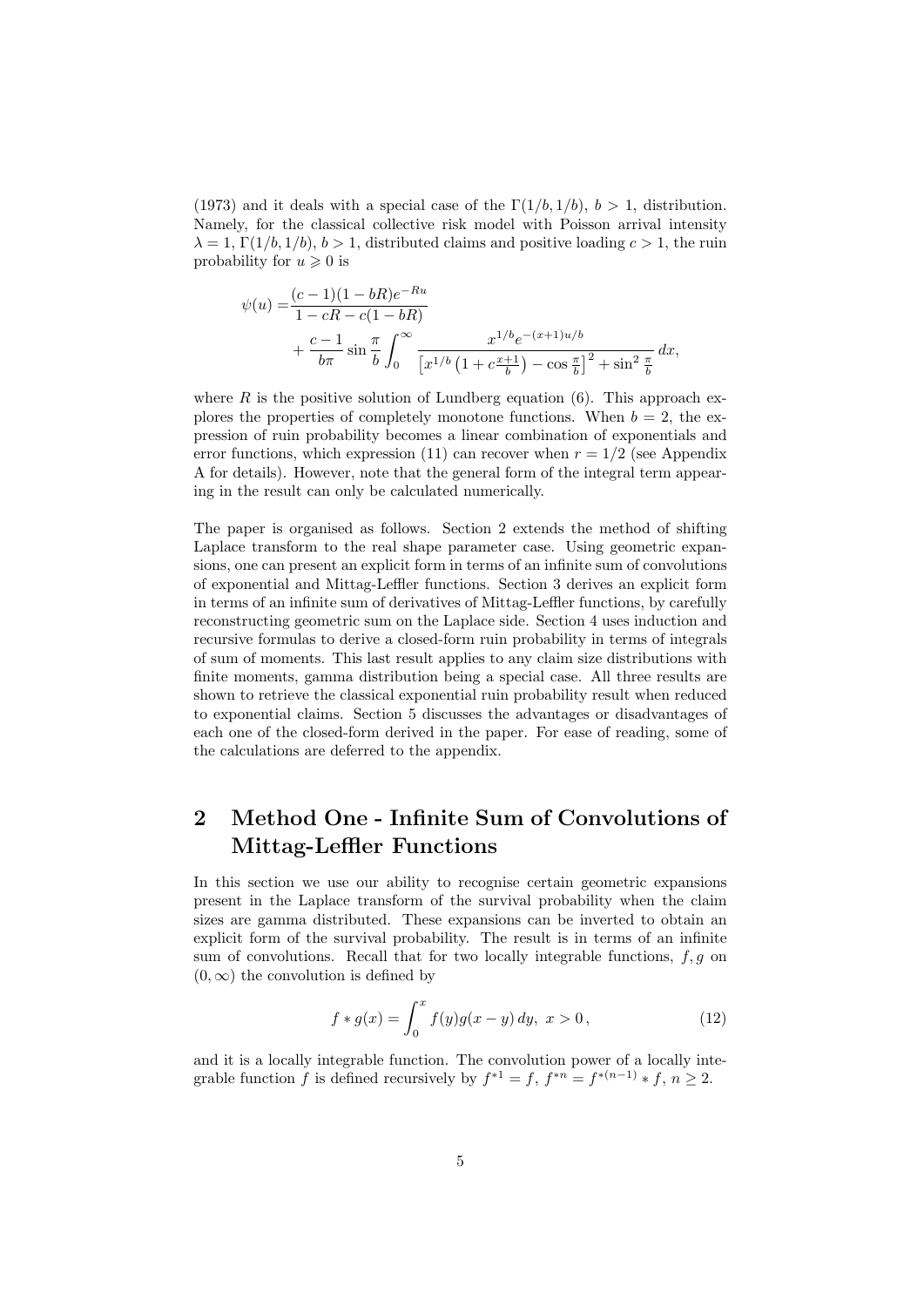(1973) and it deals with a special case of the $\Gamma(1/b, 1/b)$, $b > 1$, distribution. Namely, for the classical collective risk model with Poisson arrival intensity $\lambda = 1$, $\Gamma(1/b, 1/b)$, $b > 1$, distributed claims and positive loading $c > 1$, the ruin probability for $u \geqslant 0$ is

$$
\begin{aligned}
\psi(u) =& \frac{(c-1)(1-bR)e^{-Ru}}{1 - cR - c(1-bR)} \\
&+ \frac{c-1}{b\pi} \sin\frac{\pi}{b} \int_0^\infty \frac{x^{1/b} e^{-(x+1)u/b}}{\left[x^{1/b}\left(1 + c\frac{x+1}{b}\right) - \cos\frac{\pi}{b}\right]^2 + \sin^2\frac{\pi}{b}}\, dx,
\end{aligned}
$$

where $R$ is the positive solution of Lundberg equation (6). This approach explores the properties of completely monotone functions. When $b = 2$, the expression of ruin probability becomes a linear combination of exponentials and error functions, which expression (11) can recover when $r = 1/2$ (see Appendix A for details). However, note that the general form of the integral term appearing in the result can only be calculated numerically.

The paper is organised as follows. Section 2 extends the method of shifting Laplace transform to the real shape parameter case. Using geometric expansions, one can present an explicit form in terms of an infinite sum of convolutions of exponential and Mittag-Leffler functions. Section 3 derives an explicit form in terms of an infinite sum of derivatives of Mittag-Leffler functions, by carefully reconstructing geometric sum on the Laplace side. Section 4 uses induction and recursive formulas to derive a closed-form ruin probability in terms of integrals of sum of moments. This last result applies to any claim size distributions with finite moments, gamma distribution being a special case. All three results are shown to retrieve the classical exponential ruin probability result when reduced to exponential claims. Section 5 discusses the advantages or disadvantages of each one of the closed-form derived in the paper. For ease of reading, some of the calculations are deferred to the appendix.

## 2 Method One - Infinite Sum of Convolutions of Mittag-Leffler Functions

In this section we use our ability to recognise certain geometric expansions present in the Laplace transform of the survival probability when the claim sizes are gamma distributed. These expansions can be inverted to obtain an explicit form of the survival probability. The result is in terms of an infinite sum of convolutions. Recall that for two locally integrable functions, $f, g$ on $(0, \infty)$ the convolution is defined by

$$
f * g(x) = \int_0^x f(y)g(x-y)\, dy, \;\; x > 0\,, \tag{12}
$$

and it is a locally integrable function. The convolution power of a locally integrable function $f$ is defined recursively by $f^{*1} = f$, $f^{*n} = f^{*(n-1)} * f$, $n \geq 2$.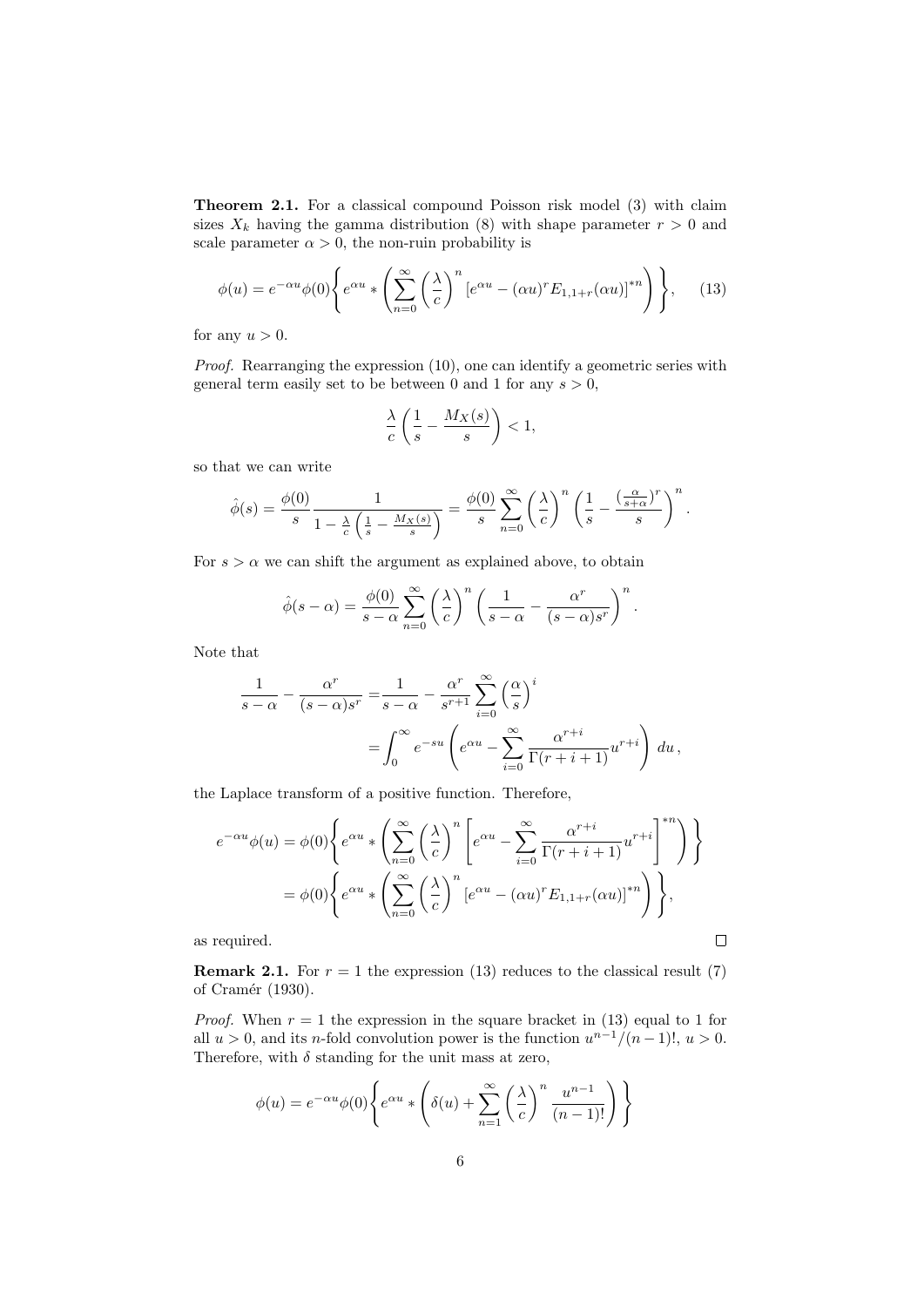**Theorem 2.1.** For a classical compound Poisson risk model (3) with claim sizes $X_k$ having the gamma distribution (8) with shape parameter $r > 0$ and scale parameter $\alpha > 0$, the non-ruin probability is

$$\phi(u) = e^{-\alpha u}\phi(0)\Bigg\{ e^{\alpha u} * \left( \sum_{n=0}^{\infty} \left(\frac{\lambda}{c}\right)^n \left[e^{\alpha u} - (\alpha u)^r E_{1,1+r}(\alpha u)\right]^{*n} \right) \Bigg\}, \qquad (13)$$

for any $u > 0$.

*Proof.* Rearranging the expression (10), one can identify a geometric series with general term easily set to be between 0 and 1 for any $s > 0$,

$$\frac{\lambda}{c}\left(\frac{1}{s} - \frac{M_X(s)}{s}\right) < 1,$$

so that we can write

$$\hat{\phi}(s) = \frac{\phi(0)}{s}\frac{1}{1 - \frac{\lambda}{c}\left(\frac{1}{s} - \frac{M_X(s)}{s}\right)} = \frac{\phi(0)}{s}\sum_{n=0}^{\infty}\left(\frac{\lambda}{c}\right)^n \left(\frac{1}{s} - \frac{(\frac{\alpha}{s+\alpha})^r}{s}\right)^n.$$

For $s > \alpha$ we can shift the argument as explained above, to obtain

$$\hat{\phi}(s-\alpha) = \frac{\phi(0)}{s-\alpha}\sum_{n=0}^{\infty}\left(\frac{\lambda}{c}\right)^n \left(\frac{1}{s-\alpha} - \frac{\alpha^r}{(s-\alpha)s^r}\right)^n.$$

Note that

$$\begin{aligned}
\frac{1}{s-\alpha} - \frac{\alpha^r}{(s-\alpha)s^r} &= \frac{1}{s-\alpha} - \frac{\alpha^r}{s^{r+1}}\sum_{i=0}^{\infty}\left(\frac{\alpha}{s}\right)^i \\
&= \int_0^{\infty} e^{-su}\left(e^{\alpha u} - \sum_{i=0}^{\infty}\frac{\alpha^{r+i}}{\Gamma(r+i+1)}u^{r+i}\right) du\,,
\end{aligned}$$

the Laplace transform of a positive function. Therefore,

$$\begin{aligned}
e^{-\alpha u}\phi(u) &= \phi(0)\Bigg\{ e^{\alpha u} * \left( \sum_{n=0}^{\infty}\left(\frac{\lambda}{c}\right)^n \left[e^{\alpha u} - \sum_{i=0}^{\infty}\frac{\alpha^{r+i}}{\Gamma(r+i+1)}u^{r+i}\right]^{*n} \right) \Bigg\} \\
&= \phi(0)\Bigg\{ e^{\alpha u} * \left( \sum_{n=0}^{\infty}\left(\frac{\lambda}{c}\right)^n \left[e^{\alpha u} - (\alpha u)^r E_{1,1+r}(\alpha u)\right]^{*n} \right) \Bigg\},
\end{aligned}$$

as required. ∎

**Remark 2.1.** For $r = 1$ the expression (13) reduces to the classical result (7) of Cramér (1930).

*Proof.* When $r = 1$ the expression in the square bracket in (13) equal to 1 for all $u > 0$, and its $n$-fold convolution power is the function $u^{n-1}/(n-1)!$, $u > 0$. Therefore, with $\delta$ standing for the unit mass at zero,

$$\phi(u) = e^{-\alpha u}\phi(0)\Bigg\{ e^{\alpha u} * \left( \delta(u) + \sum_{n=1}^{\infty}\left(\frac{\lambda}{c}\right)^n \frac{u^{n-1}}{(n-1)!} \right) \Bigg\}$$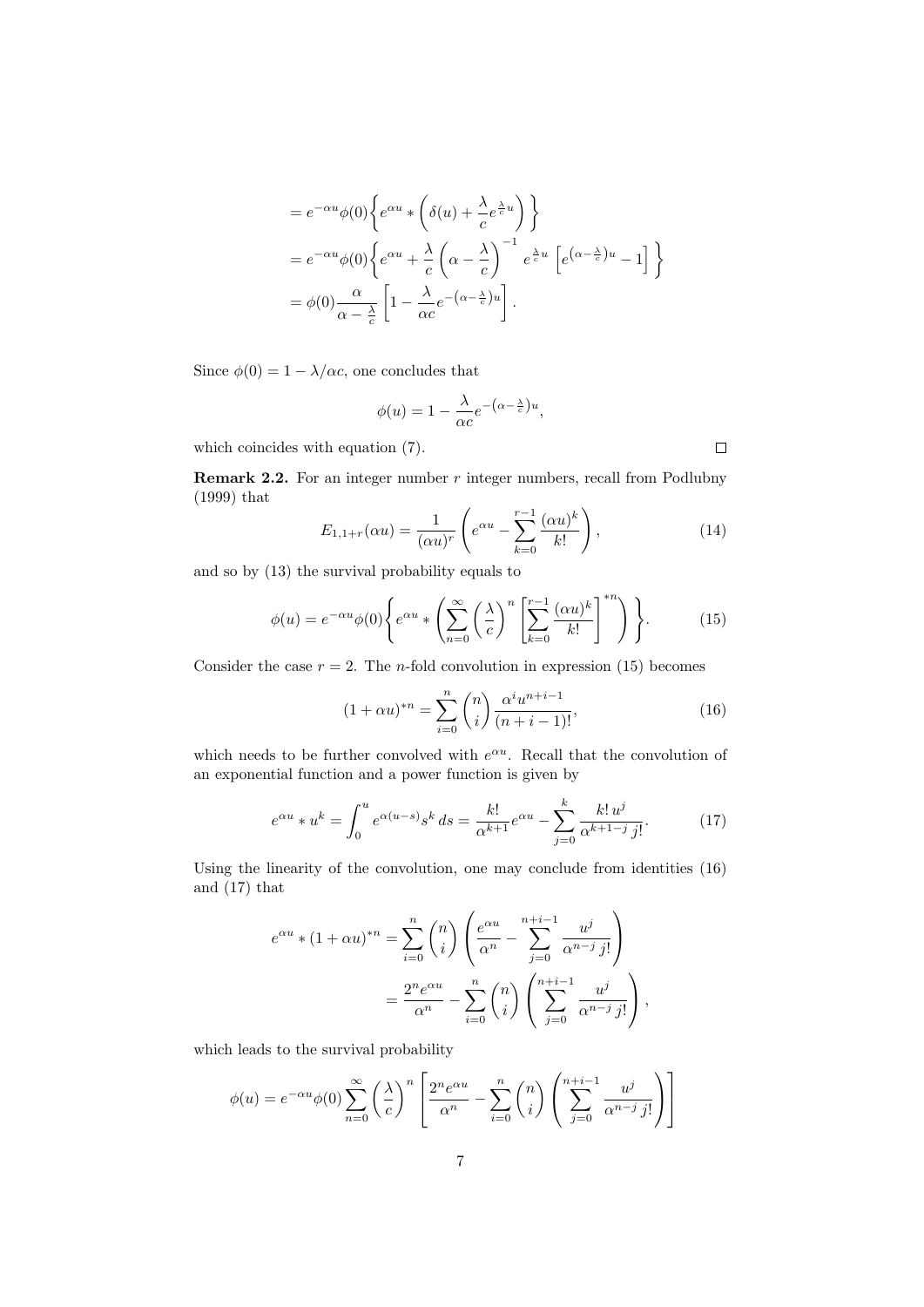$$
\begin{aligned}
&= e^{-\alpha u}\phi(0)\left\{ e^{\alpha u} * \left(\delta(u) + \frac{\lambda}{c} e^{\frac{\lambda}{c}u}\right)\right\} \\
&= e^{-\alpha u}\phi(0)\left\{ e^{\alpha u} + \frac{\lambda}{c}\left(\alpha - \frac{\lambda}{c}\right)^{-1} e^{\frac{\lambda}{c}u}\left[e^{\left(\alpha - \frac{\lambda}{c}\right)u} - 1\right]\right\} \\
&= \phi(0)\frac{\alpha}{\alpha - \frac{\lambda}{c}}\left[1 - \frac{\lambda}{\alpha c} e^{-\left(\alpha - \frac{\lambda}{c}\right)u}\right].
\end{aligned}
$$

Since $\phi(0) = 1 - \lambda/\alpha c$, one concludes that

$$
\phi(u) = 1 - \frac{\lambda}{\alpha c} e^{-\left(\alpha - \frac{\lambda}{c}\right)u},
$$

which coincides with equation (7). $\square$

**Remark 2.2.** For an integer number $r$ integer numbers, recall from Podlubny (1999) that

$$
E_{1,1+r}(\alpha u) = \frac{1}{(\alpha u)^r}\left(e^{\alpha u} - \sum_{k=0}^{r-1}\frac{(\alpha u)^k}{k!}\right), \tag{14}
$$

and so by (13) the survival probability equals to

$$
\phi(u) = e^{-\alpha u}\phi(0)\left\{ e^{\alpha u} * \left(\sum_{n=0}^{\infty}\left(\frac{\lambda}{c}\right)^n \left[\sum_{k=0}^{r-1}\frac{(\alpha u)^k}{k!}\right]^{*n}\right)\right\}. \tag{15}
$$

Consider the case $r = 2$. The $n$-fold convolution in expression (15) becomes

$$
(1 + \alpha u)^{*n} = \sum_{i=0}^{n}\binom{n}{i}\frac{\alpha^i u^{n+i-1}}{(n+i-1)!}, \tag{16}
$$

which needs to be further convolved with $e^{\alpha u}$. Recall that the convolution of an exponential function and a power function is given by

$$
e^{\alpha u} * u^k = \int_0^u e^{\alpha(u-s)} s^k \, ds = \frac{k!}{\alpha^{k+1}} e^{\alpha u} - \sum_{j=0}^{k}\frac{k! \, u^j}{\alpha^{k+1-j} \, j!}. \tag{17}
$$

Using the linearity of the convolution, one may conclude from identities (16) and (17) that

$$
\begin{aligned}
e^{\alpha u} * (1 + \alpha u)^{*n} &= \sum_{i=0}^{n}\binom{n}{i}\left(\frac{e^{\alpha u}}{\alpha^n} - \sum_{j=0}^{n+i-1}\frac{u^j}{\alpha^{n-j} \, j!}\right) \\
&= \frac{2^n e^{\alpha u}}{\alpha^n} - \sum_{i=0}^{n}\binom{n}{i}\left(\sum_{j=0}^{n+i-1}\frac{u^j}{\alpha^{n-j} \, j!}\right),
\end{aligned}
$$

which leads to the survival probability

$$
\phi(u) = e^{-\alpha u}\phi(0)\sum_{n=0}^{\infty}\left(\frac{\lambda}{c}\right)^n\left[\frac{2^n e^{\alpha u}}{\alpha^n} - \sum_{i=0}^{n}\binom{n}{i}\left(\sum_{j=0}^{n+i-1}\frac{u^j}{\alpha^{n-j} \, j!}\right)\right]
$$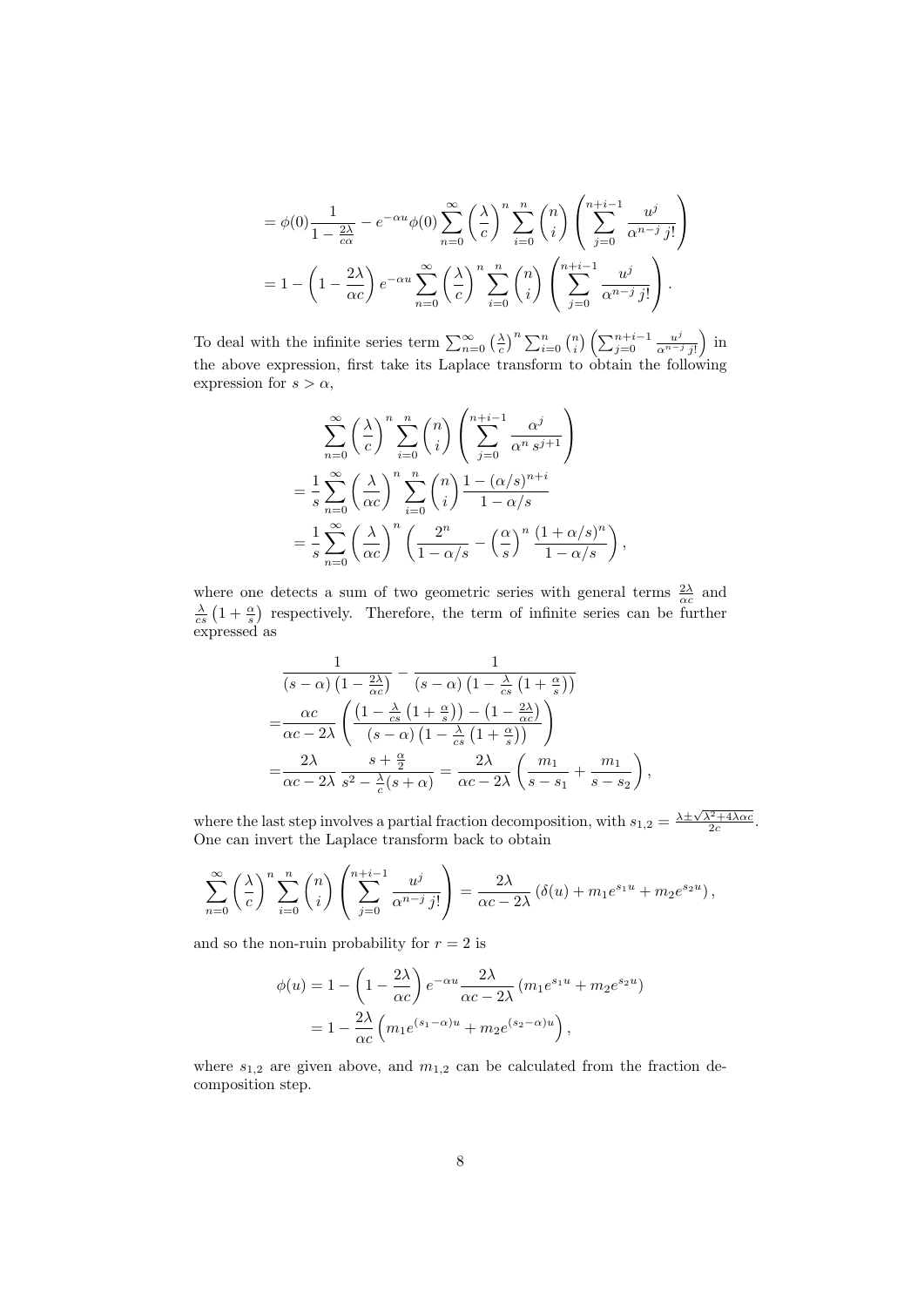$$
\begin{aligned}
&= \phi(0)\frac{1}{1-\frac{2\lambda}{c\alpha}} - e^{-\alpha u}\phi(0)\sum_{n=0}^{\infty}\left(\frac{\lambda}{c}\right)^n\sum_{i=0}^{n}\binom{n}{i}\left(\sum_{j=0}^{n+i-1}\frac{u^j}{\alpha^{n-j}\,j!}\right)\\
&= 1-\left(1-\frac{2\lambda}{\alpha c}\right)e^{-\alpha u}\sum_{n=0}^{\infty}\left(\frac{\lambda}{c}\right)^n\sum_{i=0}^{n}\binom{n}{i}\left(\sum_{j=0}^{n+i-1}\frac{u^j}{\alpha^{n-j}\,j!}\right).
\end{aligned}
$$

To deal with the infinite series term $\sum_{n=0}^{\infty}\left(\frac{\lambda}{c}\right)^n\sum_{i=0}^{n}\binom{n}{i}\left(\sum_{j=0}^{n+i-1}\frac{u^j}{\alpha^{n-j}\,j!}\right)$ in the above expression, first take its Laplace transform to obtain the following expression for $s>\alpha$,

$$
\begin{aligned}
&\sum_{n=0}^{\infty}\left(\frac{\lambda}{c}\right)^n\sum_{i=0}^{n}\binom{n}{i}\left(\sum_{j=0}^{n+i-1}\frac{\alpha^j}{\alpha^n\,s^{j+1}}\right)\\
&=\frac{1}{s}\sum_{n=0}^{\infty}\left(\frac{\lambda}{\alpha c}\right)^n\sum_{i=0}^{n}\binom{n}{i}\frac{1-(\alpha/s)^{n+i}}{1-\alpha/s}\\
&=\frac{1}{s}\sum_{n=0}^{\infty}\left(\frac{\lambda}{\alpha c}\right)^n\left(\frac{2^n}{1-\alpha/s}-\left(\frac{\alpha}{s}\right)^n\frac{(1+\alpha/s)^n}{1-\alpha/s}\right),
\end{aligned}
$$

where one detects a sum of two geometric series with general terms $\frac{2\lambda}{\alpha c}$ and $\frac{\lambda}{cs}\left(1+\frac{\alpha}{s}\right)$ respectively. Therefore, the term of infinite series can be further expressed as

$$
\begin{aligned}
&\frac{1}{(s-\alpha)\left(1-\frac{2\lambda}{\alpha c}\right)}-\frac{1}{(s-\alpha)\left(1-\frac{\lambda}{cs}\left(1+\frac{\alpha}{s}\right)\right)}\\
=&\frac{\alpha c}{\alpha c-2\lambda}\left(\frac{\left(1-\frac{\lambda}{cs}\left(1+\frac{\alpha}{s}\right)\right)-\left(1-\frac{2\lambda}{\alpha c}\right)}{(s-\alpha)\left(1-\frac{\lambda}{cs}\left(1+\frac{\alpha}{s}\right)\right)}\right)\\
=&\frac{2\lambda}{\alpha c-2\lambda}\,\frac{s+\frac{\alpha}{2}}{s^2-\frac{\lambda}{c}(s+\alpha)}=\frac{2\lambda}{\alpha c-2\lambda}\left(\frac{m_1}{s-s_1}+\frac{m_1}{s-s_2}\right),
\end{aligned}
$$

where the last step involves a partial fraction decomposition, with $s_{1,2}=\frac{\lambda\pm\sqrt{\lambda^2+4\lambda\alpha c}}{2c}$. One can invert the Laplace transform back to obtain

$$
\sum_{n=0}^{\infty}\left(\frac{\lambda}{c}\right)^n\sum_{i=0}^{n}\binom{n}{i}\left(\sum_{j=0}^{n+i-1}\frac{u^j}{\alpha^{n-j}\,j!}\right)=\frac{2\lambda}{\alpha c-2\lambda}\left(\delta(u)+m_1e^{s_1u}+m_2e^{s_2u}\right),
$$

and so the non-ruin probability for $r=2$ is

$$
\begin{aligned}
\phi(u)&=1-\left(1-\frac{2\lambda}{\alpha c}\right)e^{-\alpha u}\frac{2\lambda}{\alpha c-2\lambda}\left(m_1e^{s_1u}+m_2e^{s_2u}\right)\\
&=1-\frac{2\lambda}{\alpha c}\left(m_1e^{(s_1-\alpha)u}+m_2e^{(s_2-\alpha)u}\right),
\end{aligned}
$$

where $s_{1,2}$ are given above, and $m_{1,2}$ can be calculated from the fraction decomposition step.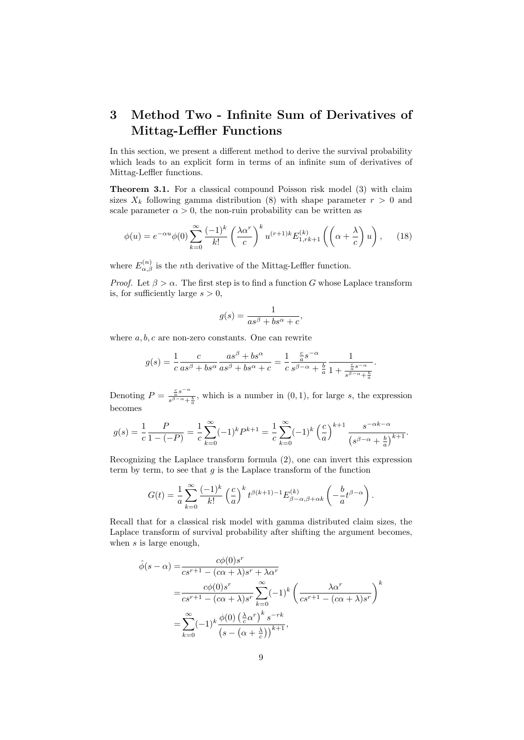# 3 Method Two - Infinite Sum of Derivatives of Mittag-Leffler Functions

In this section, we present a different method to derive the survival probability which leads to an explicit form in terms of an infinite sum of derivatives of Mittag-Leffler functions.

**Theorem 3.1.** For a classical compound Poisson risk model (3) with claim sizes $X_k$ following gamma distribution (8) with shape parameter $r > 0$ and scale parameter $\alpha > 0$, the non-ruin probability can be written as

$$\phi(u) = e^{-\alpha u}\phi(0)\sum_{k=0}^{\infty}\frac{(-1)^k}{k!}\left(\frac{\lambda\alpha^r}{c}\right)^k u^{(r+1)k}E^{(k)}_{1,rk+1}\left(\left(\alpha+\frac{\lambda}{c}\right)u\right), \qquad (18)$$

where $E^{(n)}_{\alpha,\beta}$ is the $n$th derivative of the Mittag-Leffler function.

*Proof.* Let $\beta > \alpha$. The first step is to find a function $G$ whose Laplace transform is, for sufficiently large $s > 0$,

$$g(s) = \frac{1}{as^\beta + bs^\alpha + c},$$

where $a, b, c$ are non-zero constants. One can rewrite

$$g(s) = \frac{1}{c}\frac{c}{as^\beta + bs^\alpha}\frac{as^\beta + bs^\alpha}{as^\beta + bs^\alpha + c} = \frac{1}{c}\frac{\frac{c}{a}s^{-\alpha}}{s^{\beta-\alpha}+\frac{b}{a}}\frac{1}{1+\frac{\frac{c}{a}s^{-\alpha}}{s^{\beta-\alpha}+\frac{b}{a}}}.$$

Denoting $P = \frac{\frac{c}{a}s^{-\alpha}}{s^{\beta-\alpha}+\frac{b}{a}}$, which is a number in $(0,1)$, for large $s$, the expression becomes

$$g(s) = \frac{1}{c}\frac{P}{1-(-P)} = \frac{1}{c}\sum_{k=0}^{\infty}(-1)^k P^{k+1} = \frac{1}{c}\sum_{k=0}^{\infty}(-1)^k\left(\frac{c}{a}\right)^{k+1}\frac{s^{-\alpha k-\alpha}}{\left(s^{\beta-\alpha}+\frac{b}{a}\right)^{k+1}}.$$

Recognizing the Laplace transform formula (2), one can invert this expression term by term, to see that $g$ is the Laplace transform of the function

$$G(t) = \frac{1}{a}\sum_{k=0}^{\infty}\frac{(-1)^k}{k!}\left(\frac{c}{a}\right)^k t^{\beta(k+1)-1}E^{(k)}_{\beta-\alpha,\beta+\alpha k}\left(-\frac{b}{a}t^{\beta-\alpha}\right).$$

Recall that for a classical risk model with gamma distributed claim sizes, the Laplace transform of survival probability after shifting the argument becomes, when $s$ is large enough,

$$\begin{aligned}
\hat{\phi}(s-\alpha) =& \frac{c\phi(0)s^r}{cs^{r+1}-(c\alpha+\lambda)s^r+\lambda\alpha^r} \\
=& \frac{c\phi(0)s^r}{cs^{r+1}-(c\alpha+\lambda)s^r}\sum_{k=0}^{\infty}(-1)^k\left(\frac{\lambda\alpha^r}{cs^{r+1}-(c\alpha+\lambda)s^r}\right)^k \\
=& \sum_{k=0}^{\infty}(-1)^k\frac{\phi(0)\left(\frac{\lambda}{c}\alpha^r\right)^k s^{-rk}}{\left(s-\left(\alpha+\frac{\lambda}{c}\right)\right)^{k+1}},
\end{aligned}$$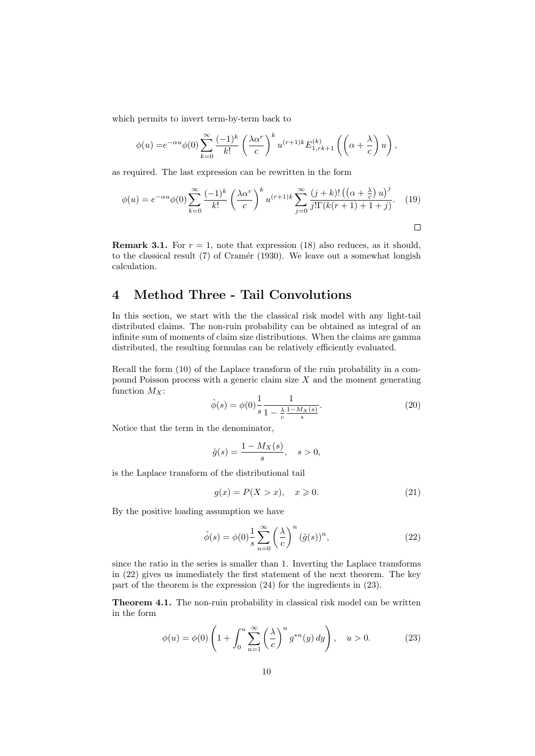which permits to invert term-by-term back to

$$\phi(u) = e^{-\alpha u}\phi(0)\sum_{k=0}^{\infty}\frac{(-1)^k}{k!}\left(\frac{\lambda\alpha^r}{c}\right)^k u^{(r+1)k}E^{(k)}_{1,rk+1}\left(\left(\alpha+\frac{\lambda}{c}\right)u\right),$$

as required. The last expression can be rewritten in the form

$$\phi(u) = e^{-\alpha u}\phi(0)\sum_{k=0}^{\infty}\frac{(-1)^k}{k!}\left(\frac{\lambda\alpha^r}{c}\right)^k u^{(r+1)k}\sum_{j=0}^{\infty}\frac{(j+k)!\left(\left(\alpha+\frac{\lambda}{c}\right)u\right)^j}{j!\Gamma(k(r+1)+1+j)}. \quad (19)$$

□

**Remark 3.1.** For $r = 1$, note that expression (18) also reduces, as it should, to the classical result (7) of Cramér (1930). We leave out a somewhat longish calculation.

# 4 Method Three - Tail Convolutions

In this section, we start with the the classical risk model with any light-tail distributed claims. The non-ruin probability can be obtained as integral of an infinite sum of moments of claim size distributions. When the claims are gamma distributed, the resulting formulas can be relatively efficiently evaluated.

Recall the form (10) of the Laplace transform of the ruin probability in a compound Poisson process with a generic claim size $X$ and the moment generating function $M_X$:

$$\hat{\phi}(s) = \phi(0)\frac{1}{s}\frac{1}{1-\frac{\lambda}{c}\frac{1-M_X(s)}{s}}. \quad (20)$$

Notice that the term in the denominator,

$$\hat{g}(s) = \frac{1-M_X(s)}{s}, \quad s > 0,$$

is the Laplace transform of the distributional tail

$$g(x) = P(X > x), \quad x \geqslant 0. \quad (21)$$

By the positive loading assumption we have

$$\hat{\phi}(s) = \phi(0)\frac{1}{s}\sum_{n=0}^{\infty}\left(\frac{\lambda}{c}\right)^n(\hat{g}(s))^n, \quad (22)$$

since the ratio in the series is smaller than 1. Inverting the Laplace transforms in (22) gives us immediately the first statement of the next theorem. The key part of the theorem is the expression (24) for the ingredients in (23).

**Theorem 4.1.** The non-ruin probability in classical risk model can be written in the form

$$\phi(u) = \phi(0)\left(1+\int_0^u\sum_{n=1}^{\infty}\left(\frac{\lambda}{c}\right)^n g^{*n}(y)\,dy\right), \quad u > 0. \quad (23)$$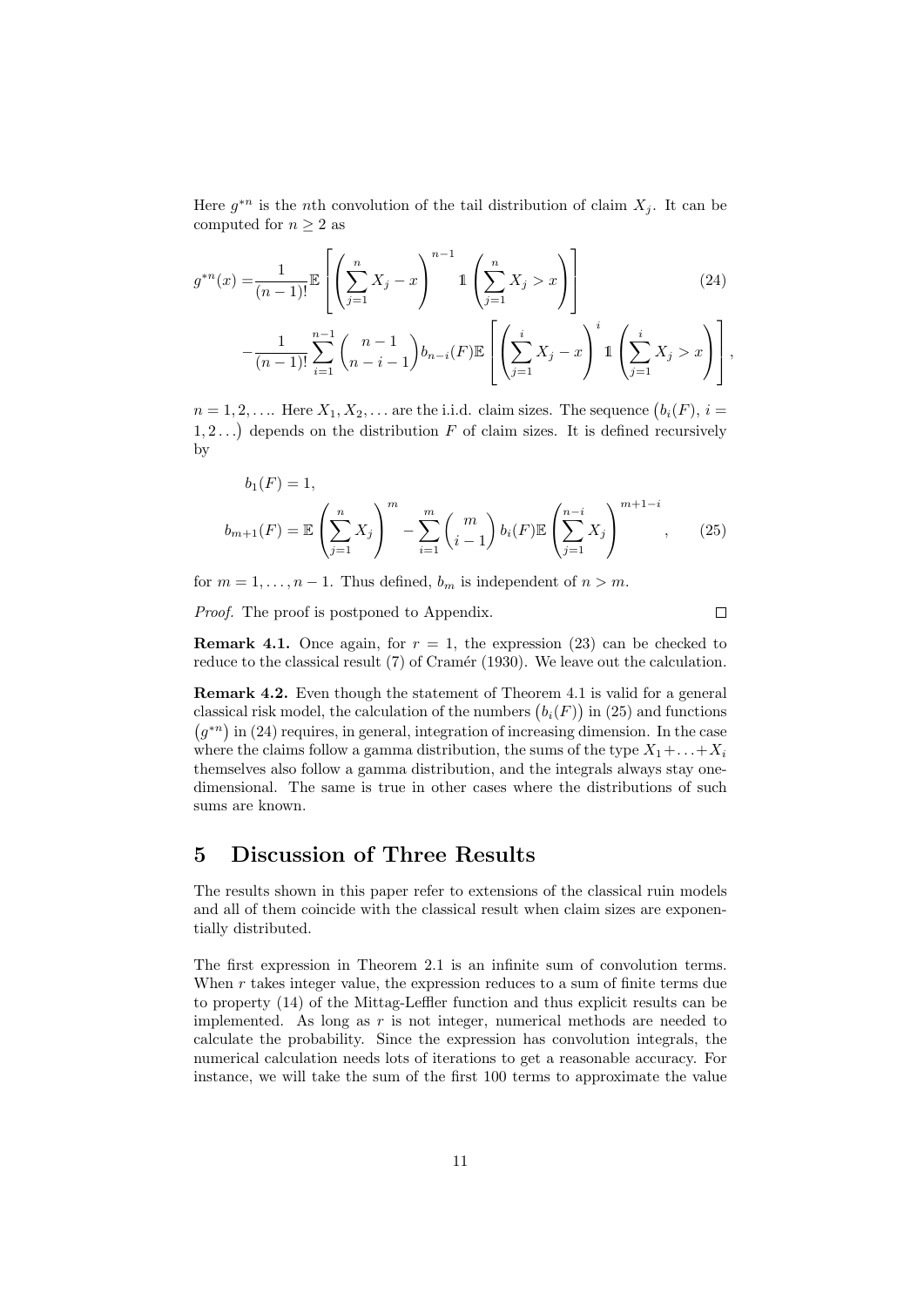Here $g^{*n}$ is the $n$th convolution of the tail distribution of claim $X_j$. It can be computed for $n \geq 2$ as

$$
\begin{aligned}
g^{*n}(x) =& \frac{1}{(n-1)!}\mathbb{E}\left[\left(\sum_{j=1}^{n} X_j - x\right)^{n-1} \mathbb{1}\left(\sum_{j=1}^{n} X_j > x\right)\right] \\
&- \frac{1}{(n-1)!}\sum_{i=1}^{n-1}\binom{n-1}{n-i-1} b_{n-i}(F)\mathbb{E}\left[\left(\sum_{j=1}^{i} X_j - x\right)^{i} \mathbb{1}\left(\sum_{j=1}^{i} X_j > x\right)\right],
\end{aligned} \tag{24}
$$

$n = 1, 2, \ldots$. Here $X_1, X_2, \ldots$ are the i.i.d. claim sizes. The sequence $\big(b_i(F),\, i = 1, 2 \ldots\big)$ depends on the distribution $F$ of claim sizes. It is defined recursively by

$$
\begin{aligned}
b_1(F) &= 1, \\
b_{m+1}(F) &= \mathbb{E}\left(\sum_{j=1}^{n} X_j\right)^{m} - \sum_{i=1}^{m}\binom{m}{i-1} b_i(F)\mathbb{E}\left(\sum_{j=1}^{n-i} X_j\right)^{m+1-i},
\end{aligned} \tag{25}
$$

for $m = 1, \ldots, n-1$. Thus defined, $b_m$ is independent of $n > m$.

*Proof.* The proof is postponed to Appendix. □

**Remark 4.1.** Once again, for $r = 1$, the expression (23) can be checked to reduce to the classical result (7) of Cramér (1930). We leave out the calculation.

**Remark 4.2.** Even though the statement of Theorem 4.1 is valid for a general classical risk model, the calculation of the numbers $\big(b_i(F)\big)$ in (25) and functions $\big(g^{*n}\big)$ in (24) requires, in general, integration of increasing dimension. In the case where the claims follow a gamma distribution, the sums of the type $X_1 + \ldots + X_i$ themselves also follow a gamma distribution, and the integrals always stay one-dimensional. The same is true in other cases where the distributions of such sums are known.

## 5 Discussion of Three Results

The results shown in this paper refer to extensions of the classical ruin models and all of them coincide with the classical result when claim sizes are exponentially distributed.

The first expression in Theorem 2.1 is an infinite sum of convolution terms. When $r$ takes integer value, the expression reduces to a sum of finite terms due to property (14) of the Mittag-Leffler function and thus explicit results can be implemented. As long as $r$ is not integer, numerical methods are needed to calculate the probability. Since the expression has convolution integrals, the numerical calculation needs lots of iterations to get a reasonable accuracy. For instance, we will take the sum of the first 100 terms to approximate the value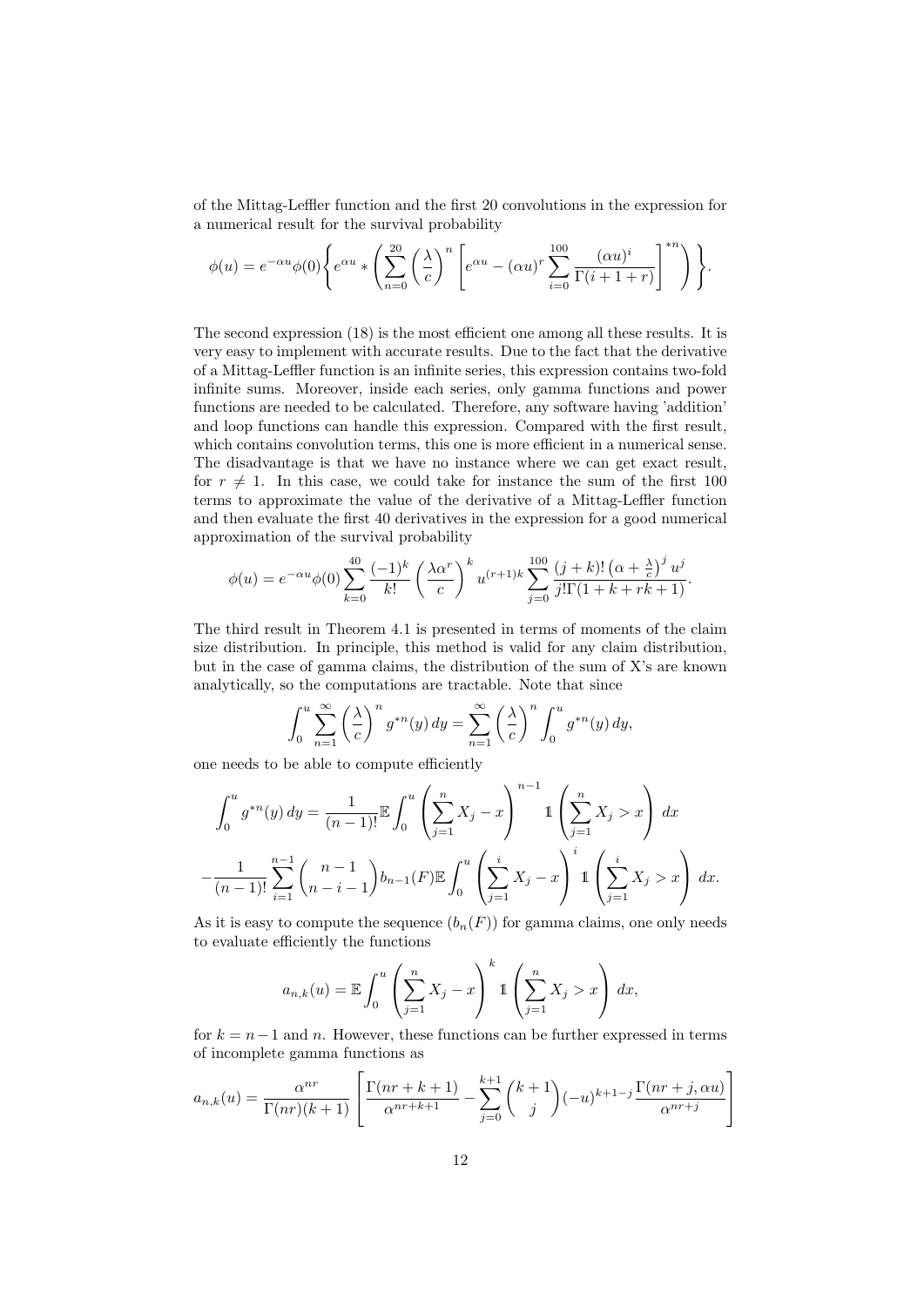of the Mittag-Leffler function and the first 20 convolutions in the expression for a numerical result for the survival probability

$$\phi(u) = e^{-\alpha u}\phi(0)\Bigg\{ e^{\alpha u} * \left( \sum_{n=0}^{20} \left(\frac{\lambda}{c}\right)^n \left[ e^{\alpha u} - (\alpha u)^r \sum_{i=0}^{100} \frac{(\alpha u)^i}{\Gamma(i+1+r)} \right]^{*n} \right) \Bigg\}.$$

The second expression (18) is the most efficient one among all these results. It is very easy to implement with accurate results. Due to the fact that the derivative of a Mittag-Leffler function is an infinite series, this expression contains two-fold infinite sums. Moreover, inside each series, only gamma functions and power functions are needed to be calculated. Therefore, any software having 'addition' and loop functions can handle this expression. Compared with the first result, which contains convolution terms, this one is more efficient in a numerical sense. The disadvantage is that we have no instance where we can get exact result, for $r \neq 1$. In this case, we could take for instance the sum of the first 100 terms to approximate the value of the derivative of a Mittag-Leffler function and then evaluate the first 40 derivatives in the expression for a good numerical approximation of the survival probability

$$\phi(u) = e^{-\alpha u}\phi(0) \sum_{k=0}^{40} \frac{(-1)^k}{k!} \left(\frac{\lambda \alpha^r}{c}\right)^k u^{(r+1)k} \sum_{j=0}^{100} \frac{(j+k)! \left(\alpha + \frac{\lambda}{c}\right)^j u^j}{j! \Gamma(1+k+rk+1)}.$$

The third result in Theorem 4.1 is presented in terms of moments of the claim size distribution. In principle, this method is valid for any claim distribution, but in the case of gamma claims, the distribution of the sum of X's are known analytically, so the computations are tractable. Note that since

$$\int_0^u \sum_{n=1}^{\infty} \left(\frac{\lambda}{c}\right)^n g^{*n}(y)\, dy = \sum_{n=1}^{\infty} \left(\frac{\lambda}{c}\right)^n \int_0^u g^{*n}(y)\, dy,$$

one needs to be able to compute efficiently

$$\int_0^u g^{*n}(y)\, dy = \frac{1}{(n-1)!} \mathbb{E} \int_0^u \left( \sum_{j=1}^n X_j - x \right)^{n-1} \mathbb{1}\left( \sum_{j=1}^n X_j > x \right) dx$$

$$- \frac{1}{(n-1)!} \sum_{i=1}^{n-1} \binom{n-1}{n-i-1} b_{n-1}(F) \mathbb{E} \int_0^u \left( \sum_{j=1}^i X_j - x \right)^i \mathbb{1}\left( \sum_{j=1}^i X_j > x \right) dx.$$

As it is easy to compute the sequence $(b_n(F))$ for gamma claims, one only needs to evaluate efficiently the functions

$$a_{n,k}(u) = \mathbb{E} \int_0^u \left( \sum_{j=1}^n X_j - x \right)^k \mathbb{1}\left( \sum_{j=1}^n X_j > x \right) dx,$$

for $k = n-1$ and $n$. However, these functions can be further expressed in terms of incomplete gamma functions as

$$a_{n,k}(u) = \frac{\alpha^{nr}}{\Gamma(nr)(k+1)} \left[ \frac{\Gamma(nr+k+1)}{\alpha^{nr+k+1}} - \sum_{j=0}^{k+1} \binom{k+1}{j} (-u)^{k+1-j} \frac{\Gamma(nr+j, \alpha u)}{\alpha^{nr+j}} \right]$$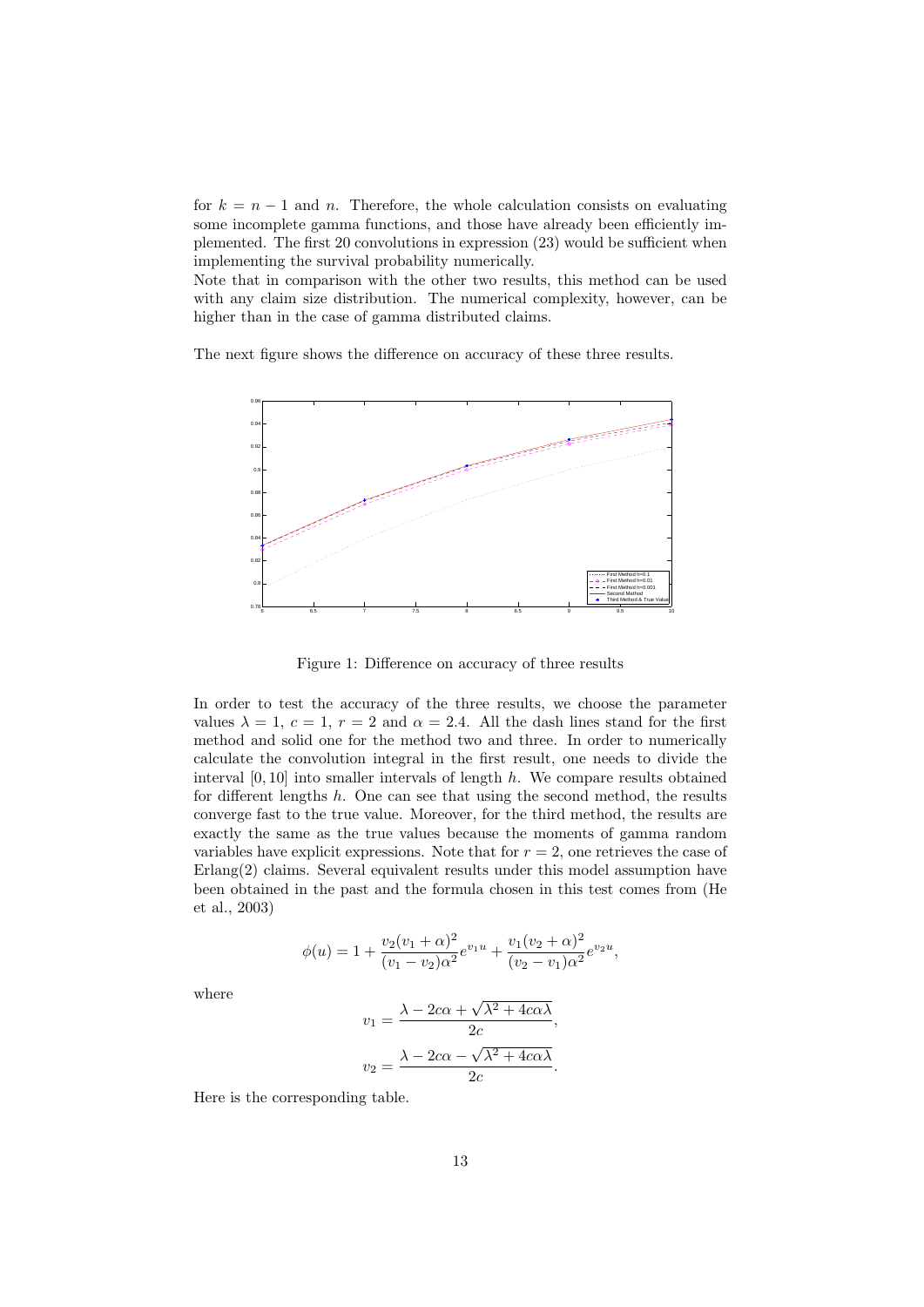for $k = n-1$ and $n$. Therefore, the whole calculation consists on evaluating some incomplete gamma functions, and those have already been efficiently implemented. The first 20 convolutions in expression (23) would be sufficient when implementing the survival probability numerically.
Note that in comparison with the other two results, this method can be used with any claim size distribution. The numerical complexity, however, can be higher than in the case of gamma distributed claims.

The next figure shows the difference on accuracy of these three results.

0.96
0.94
0.92
0.9
0.88
0.86
0.84
0.82
0.8
0.78
6
6.5
7
7.5
8
8.5
9
9.5
10
First Method h=0.1
First Method h=0.01
First Method h=0.001
Second Method
Third Method & True Value

Figure 1: Difference on accuracy of three results

In order to test the accuracy of the three results, we choose the parameter values $\lambda = 1$, $c = 1$, $r = 2$ and $\alpha = 2.4$. All the dash lines stand for the first method and solid one for the method two and three. In order to numerically calculate the convolution integral in the first result, one needs to divide the interval $[0, 10]$ into smaller intervals of length $h$. We compare results obtained for different lengths $h$. One can see that using the second method, the results converge fast to the true value. Moreover, for the third method, the results are exactly the same as the true values because the moments of gamma random variables have explicit expressions. Note that for $r = 2$, one retrieves the case of Erlang(2) claims. Several equivalent results under this model assumption have been obtained in the past and the formula chosen in this test comes from (He et al., 2003)

$$\phi(u) = 1 + \frac{v_2(v_1 + \alpha)^2}{(v_1 - v_2)\alpha^2} e^{v_1 u} + \frac{v_1(v_2 + \alpha)^2}{(v_2 - v_1)\alpha^2} e^{v_2 u},$$

where

$$v_1 = \frac{\lambda - 2c\alpha + \sqrt{\lambda^2 + 4c\alpha\lambda}}{2c},$$

$$v_2 = \frac{\lambda - 2c\alpha - \sqrt{\lambda^2 + 4c\alpha\lambda}}{2c}.$$

Here is the corresponding table.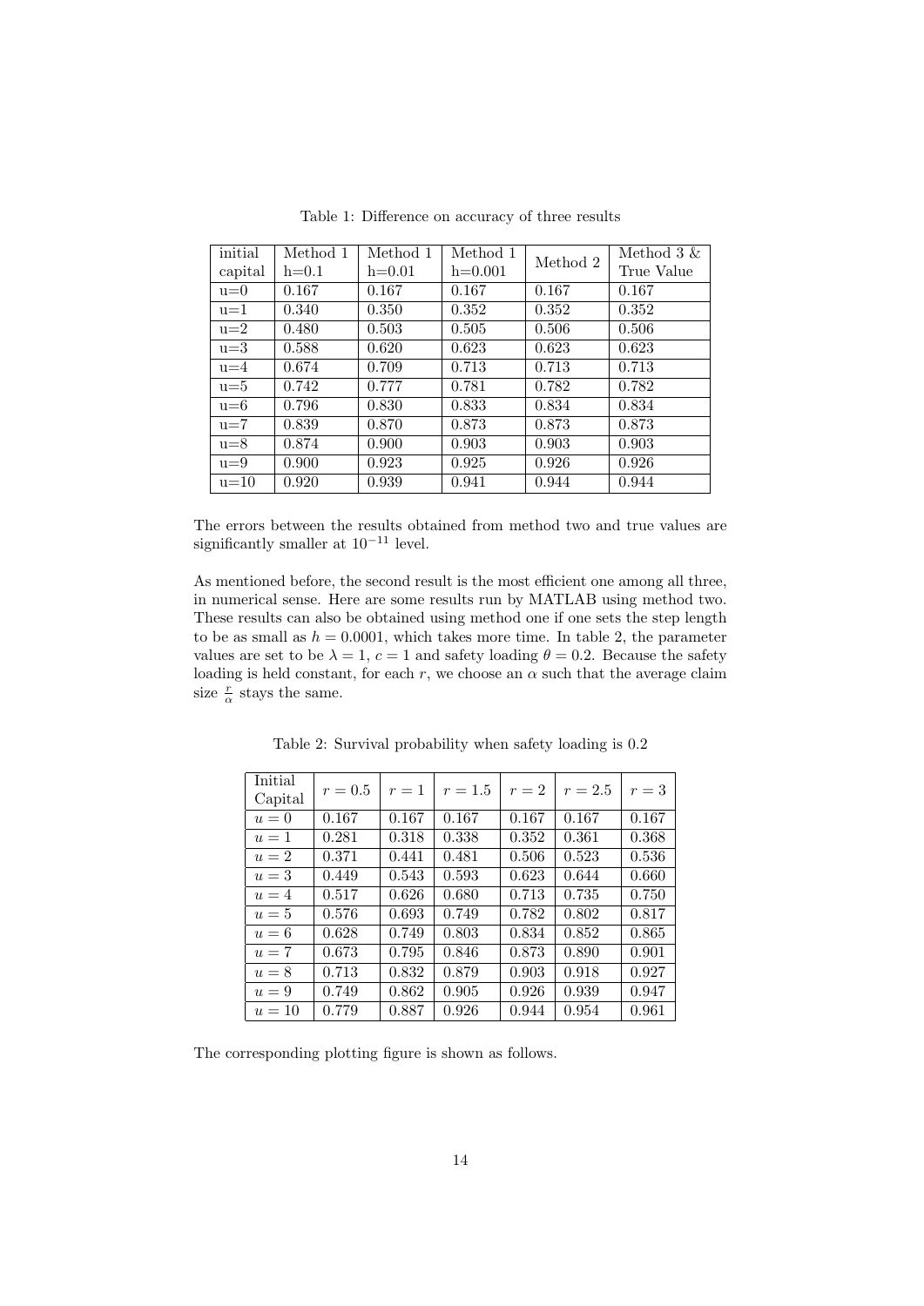Table 1: Difference on accuracy of three results

| initial capital | Method 1 h=0.1 | Method 1 h=0.01 | Method 1 h=0.001 | Method 2 | Method 3 & True Value |
|---|---|---|---|---|---|
| u=0 | 0.167 | 0.167 | 0.167 | 0.167 | 0.167 |
| u=1 | 0.340 | 0.350 | 0.352 | 0.352 | 0.352 |
| u=2 | 0.480 | 0.503 | 0.505 | 0.506 | 0.506 |
| u=3 | 0.588 | 0.620 | 0.623 | 0.623 | 0.623 |
| u=4 | 0.674 | 0.709 | 0.713 | 0.713 | 0.713 |
| u=5 | 0.742 | 0.777 | 0.781 | 0.782 | 0.782 |
| u=6 | 0.796 | 0.830 | 0.833 | 0.834 | 0.834 |
| u=7 | 0.839 | 0.870 | 0.873 | 0.873 | 0.873 |
| u=8 | 0.874 | 0.900 | 0.903 | 0.903 | 0.903 |
| u=9 | 0.900 | 0.923 | 0.925 | 0.926 | 0.926 |
| u=10 | 0.920 | 0.939 | 0.941 | 0.944 | 0.944 |

The errors between the results obtained from method two and true values are significantly smaller at $10^{-11}$ level.

As mentioned before, the second result is the most efficient one among all three, in numerical sense. Here are some results run by MATLAB using method two. These results can also be obtained using method one if one sets the step length to be as small as $h = 0.0001$, which takes more time. In table 2, the parameter values are set to be $\lambda = 1$, $c = 1$ and safety loading $\theta = 0.2$. Because the safety loading is held constant, for each $r$, we choose an $\alpha$ such that the average claim size $\frac{r}{\alpha}$ stays the same.

Table 2: Survival probability when safety loading is 0.2

| Initial Capital | $r = 0.5$ | $r = 1$ | $r = 1.5$ | $r = 2$ | $r = 2.5$ | $r = 3$ |
|---|---|---|---|---|---|---|
| $u = 0$ | 0.167 | 0.167 | 0.167 | 0.167 | 0.167 | 0.167 |
| $u = 1$ | 0.281 | 0.318 | 0.338 | 0.352 | 0.361 | 0.368 |
| $u = 2$ | 0.371 | 0.441 | 0.481 | 0.506 | 0.523 | 0.536 |
| $u = 3$ | 0.449 | 0.543 | 0.593 | 0.623 | 0.644 | 0.660 |
| $u = 4$ | 0.517 | 0.626 | 0.680 | 0.713 | 0.735 | 0.750 |
| $u = 5$ | 0.576 | 0.693 | 0.749 | 0.782 | 0.802 | 0.817 |
| $u = 6$ | 0.628 | 0.749 | 0.803 | 0.834 | 0.852 | 0.865 |
| $u = 7$ | 0.673 | 0.795 | 0.846 | 0.873 | 0.890 | 0.901 |
| $u = 8$ | 0.713 | 0.832 | 0.879 | 0.903 | 0.918 | 0.927 |
| $u = 9$ | 0.749 | 0.862 | 0.905 | 0.926 | 0.939 | 0.947 |
| $u = 10$ | 0.779 | 0.887 | 0.926 | 0.944 | 0.954 | 0.961 |

The corresponding plotting figure is shown as follows.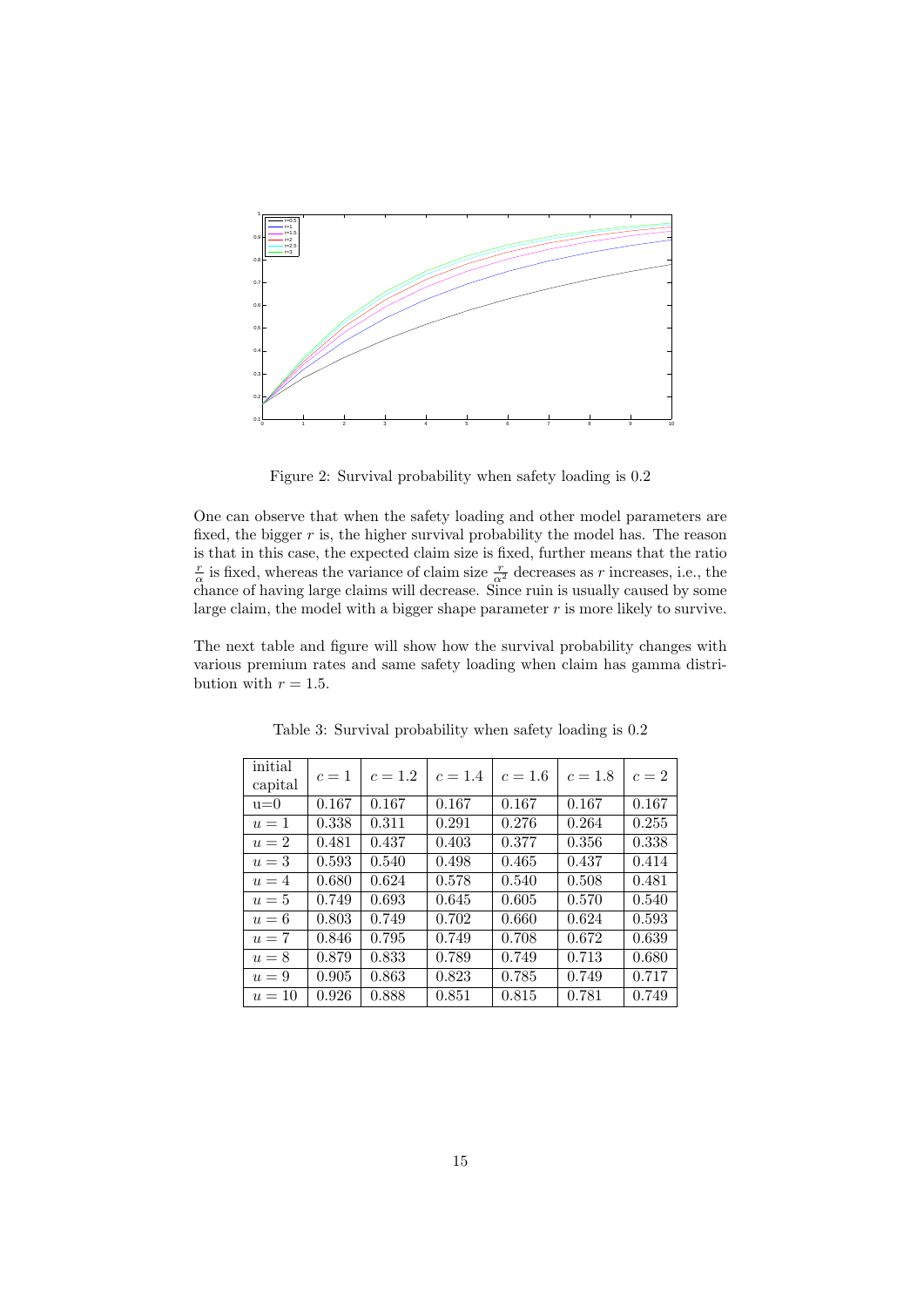r=0.5
r=1
r=1.5
r=2
r=2.5
r=3

1
0.9
0.8
0.7
0.6
0.5
0.4
0.3
0.2
0.1

0 1 2 3 4 5 6 7 8 9 10

Figure 2: Survival probability when safety loading is 0.2

One can observe that when the safety loading and other model parameters are fixed, the bigger $r$ is, the higher survival probability the model has. The reason is that in this case, the expected claim size is fixed, further means that the ratio $\frac{r}{\alpha}$ is fixed, whereas the variance of claim size $\frac{r}{\alpha^2}$ decreases as $r$ increases, i.e., the chance of having large claims will decrease. Since ruin is usually caused by some large claim, the model with a bigger shape parameter $r$ is more likely to survive.

The next table and figure will show how the survival probability changes with various premium rates and same safety loading when claim has gamma distribution with $r = 1.5$.

Table 3: Survival probability when safety loading is 0.2

| initial capital | $c = 1$ | $c = 1.2$ | $c = 1.4$ | $c = 1.6$ | $c = 1.8$ | $c = 2$ |
|---|---|---|---|---|---|---|
| u=0 | 0.167 | 0.167 | 0.167 | 0.167 | 0.167 | 0.167 |
| $u = 1$ | 0.338 | 0.311 | 0.291 | 0.276 | 0.264 | 0.255 |
| $u = 2$ | 0.481 | 0.437 | 0.403 | 0.377 | 0.356 | 0.338 |
| $u = 3$ | 0.593 | 0.540 | 0.498 | 0.465 | 0.437 | 0.414 |
| $u = 4$ | 0.680 | 0.624 | 0.578 | 0.540 | 0.508 | 0.481 |
| $u = 5$ | 0.749 | 0.693 | 0.645 | 0.605 | 0.570 | 0.540 |
| $u = 6$ | 0.803 | 0.749 | 0.702 | 0.660 | 0.624 | 0.593 |
| $u = 7$ | 0.846 | 0.795 | 0.749 | 0.708 | 0.672 | 0.639 |
| $u = 8$ | 0.879 | 0.833 | 0.789 | 0.749 | 0.713 | 0.680 |
| $u = 9$ | 0.905 | 0.863 | 0.823 | 0.785 | 0.749 | 0.717 |
| $u = 10$ | 0.926 | 0.888 | 0.851 | 0.815 | 0.781 | 0.749 |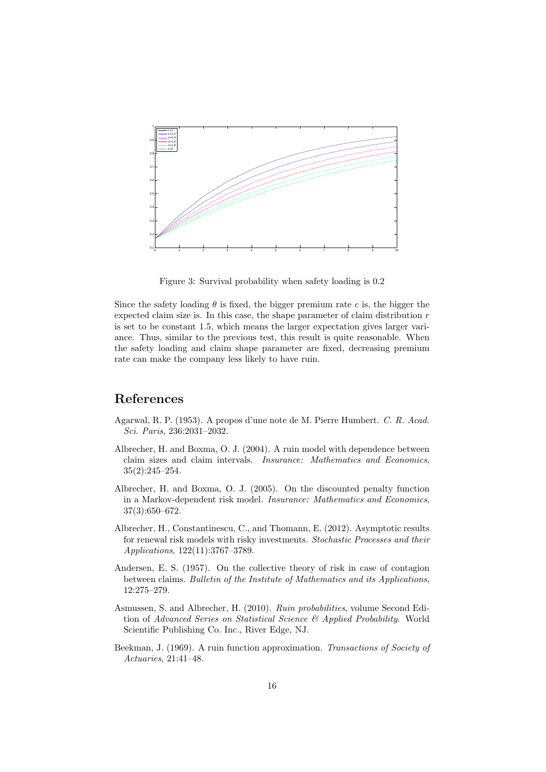c=1
c=1.2
c=1.4
c=1.6
c=1.8
c=2

1
0.9
0.8
0.7
0.6
0.5
0.4
0.3
0.2
0.1

0 1 2 3 4 5 6 7 8 9 10

Figure 3: Survival probability when safety loading is 0.2

Since the safety loading $\theta$ is fixed, the bigger premium rate $c$ is, the bigger the expected claim size is. In this case, the shape parameter of claim distribution $r$ is set to be constant 1.5, which means the larger expectation gives larger variance. Thus, similar to the previous test, this result is quite reasonable. When the safety loading and claim shape parameter are fixed, decreasing premium rate can make the company less likely to have ruin.

## References

Agarwal, R. P. (1953). A propos d'une note de M. Pierre Humbert. *C. R. Acad. Sci. Paris*, 236:2031–2032.

Albrecher, H. and Boxma, O. J. (2004). A ruin model with dependence between claim sizes and claim intervals. *Insurance: Mathematics and Economics*, 35(2):245–254.

Albrecher, H. and Boxma, O. J. (2005). On the discounted penalty function in a Markov-dependent risk model. *Insurance: Mathematics and Economics*, 37(3):650–672.

Albrecher, H., Constantinescu, C., and Thomann, E. (2012). Asymptotic results for renewal risk models with risky investments. *Stochastic Processes and their Applications*, 122(11):3767–3789.

Andersen, E. S. (1957). On the collective theory of risk in case of contagion between claims. *Bulletin of the Institute of Mathematics and its Applications*, 12:275–279.

Asmussen, S. and Albrecher, H. (2010). *Ruin probabilities*, volume Second Edition of *Advanced Series on Statistical Science & Applied Probability*. World Scientific Publishing Co. Inc., River Edge, NJ.

Beekman, J. (1969). A ruin function approximation. *Transactions of Society of Actuaries*, 21:41–48.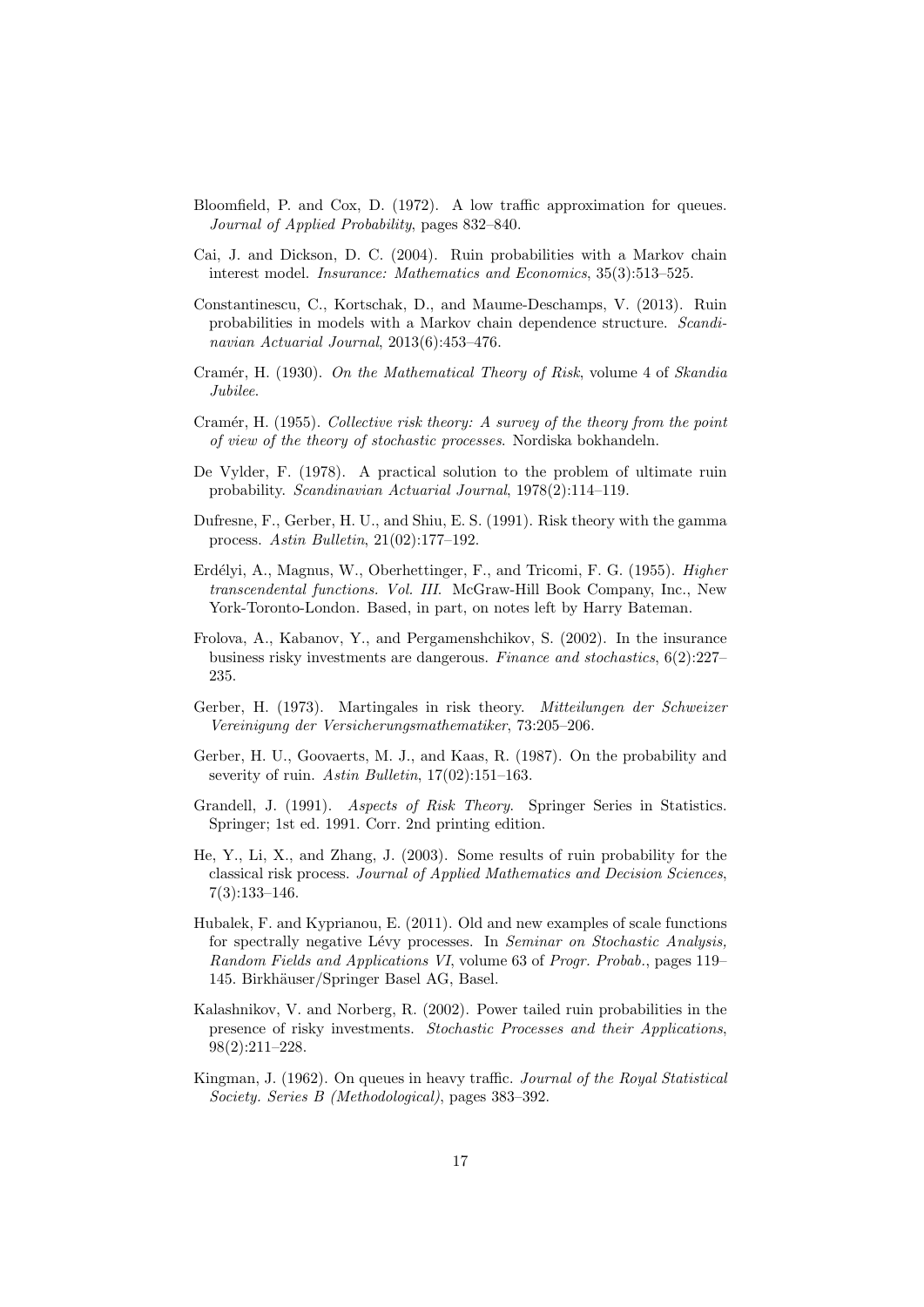Bloomfield, P. and Cox, D. (1972). A low traffic approximation for queues. *Journal of Applied Probability*, pages 832–840.

Cai, J. and Dickson, D. C. (2004). Ruin probabilities with a Markov chain interest model. *Insurance: Mathematics and Economics*, 35(3):513–525.

Constantinescu, C., Kortschak, D., and Maume-Deschamps, V. (2013). Ruin probabilities in models with a Markov chain dependence structure. *Scandinavian Actuarial Journal*, 2013(6):453–476.

Cramér, H. (1930). *On the Mathematical Theory of Risk*, volume 4 of *Skandia Jubilee*.

Cramér, H. (1955). *Collective risk theory: A survey of the theory from the point of view of the theory of stochastic processes*. Nordiska bokhandeln.

De Vylder, F. (1978). A practical solution to the problem of ultimate ruin probability. *Scandinavian Actuarial Journal*, 1978(2):114–119.

Dufresne, F., Gerber, H. U., and Shiu, E. S. (1991). Risk theory with the gamma process. *Astin Bulletin*, 21(02):177–192.

Erdélyi, A., Magnus, W., Oberhettinger, F., and Tricomi, F. G. (1955). *Higher transcendental functions. Vol. III*. McGraw-Hill Book Company, Inc., New York-Toronto-London. Based, in part, on notes left by Harry Bateman.

Frolova, A., Kabanov, Y., and Pergamenshchikov, S. (2002). In the insurance business risky investments are dangerous. *Finance and stochastics*, 6(2):227–235.

Gerber, H. (1973). Martingales in risk theory. *Mitteilungen der Schweizer Vereinigung der Versicherungsmathematiker*, 73:205–206.

Gerber, H. U., Goovaerts, M. J., and Kaas, R. (1987). On the probability and severity of ruin. *Astin Bulletin*, 17(02):151–163.

Grandell, J. (1991). *Aspects of Risk Theory*. Springer Series in Statistics. Springer; 1st ed. 1991. Corr. 2nd printing edition.

He, Y., Li, X., and Zhang, J. (2003). Some results of ruin probability for the classical risk process. *Journal of Applied Mathematics and Decision Sciences*, 7(3):133–146.

Hubalek, F. and Kyprianou, E. (2011). Old and new examples of scale functions for spectrally negative Lévy processes. In *Seminar on Stochastic Analysis, Random Fields and Applications VI*, volume 63 of *Progr. Probab.*, pages 119–145. Birkhäuser/Springer Basel AG, Basel.

Kalashnikov, V. and Norberg, R. (2002). Power tailed ruin probabilities in the presence of risky investments. *Stochastic Processes and their Applications*, 98(2):211–228.

Kingman, J. (1962). On queues in heavy traffic. *Journal of the Royal Statistical Society. Series B (Methodological)*, pages 383–392.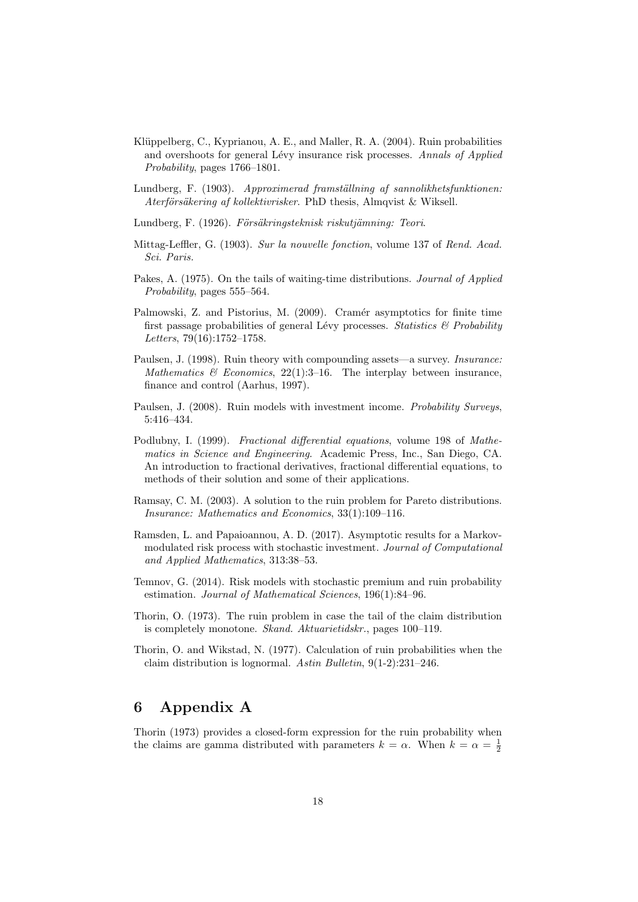Klüppelberg, C., Kyprianou, A. E., and Maller, R. A. (2004). Ruin probabilities and overshoots for general Lévy insurance risk processes. *Annals of Applied Probability*, pages 1766–1801.

Lundberg, F. (1903). *Approximerad framställning af sannolikhetsfunktionen: Aterförsäkering af kollektivrisker*. PhD thesis, Almqvist & Wiksell.

Lundberg, F. (1926). *Försäkringsteknisk riskutjämning: Teori*.

Mittag-Leffler, G. (1903). *Sur la nouvelle fonction*, volume 137 of *Rend. Acad. Sci. Paris.*

Pakes, A. (1975). On the tails of waiting-time distributions. *Journal of Applied Probability*, pages 555–564.

Palmowski, Z. and Pistorius, M. (2009). Cramér asymptotics for finite time first passage probabilities of general Lévy processes. *Statistics & Probability Letters*, 79(16):1752–1758.

Paulsen, J. (1998). Ruin theory with compounding assets—a survey. *Insurance: Mathematics & Economics*, 22(1):3–16. The interplay between insurance, finance and control (Aarhus, 1997).

Paulsen, J. (2008). Ruin models with investment income. *Probability Surveys*, 5:416–434.

Podlubny, I. (1999). *Fractional differential equations*, volume 198 of *Mathematics in Science and Engineering*. Academic Press, Inc., San Diego, CA. An introduction to fractional derivatives, fractional differential equations, to methods of their solution and some of their applications.

Ramsay, C. M. (2003). A solution to the ruin problem for Pareto distributions. *Insurance: Mathematics and Economics*, 33(1):109–116.

Ramsden, L. and Papaioannou, A. D. (2017). Asymptotic results for a Markov-modulated risk process with stochastic investment. *Journal of Computational and Applied Mathematics*, 313:38–53.

Temnov, G. (2014). Risk models with stochastic premium and ruin probability estimation. *Journal of Mathematical Sciences*, 196(1):84–96.

Thorin, O. (1973). The ruin problem in case the tail of the claim distribution is completely monotone. *Skand. Aktuarietidskr.*, pages 100–119.

Thorin, O. and Wikstad, N. (1977). Calculation of ruin probabilities when the claim distribution is lognormal. *Astin Bulletin*, 9(1-2):231–246.

# 6 Appendix A

Thorin (1973) provides a closed-form expression for the ruin probability when the claims are gamma distributed with parameters $k = \alpha$. When $k = \alpha = \frac{1}{2}$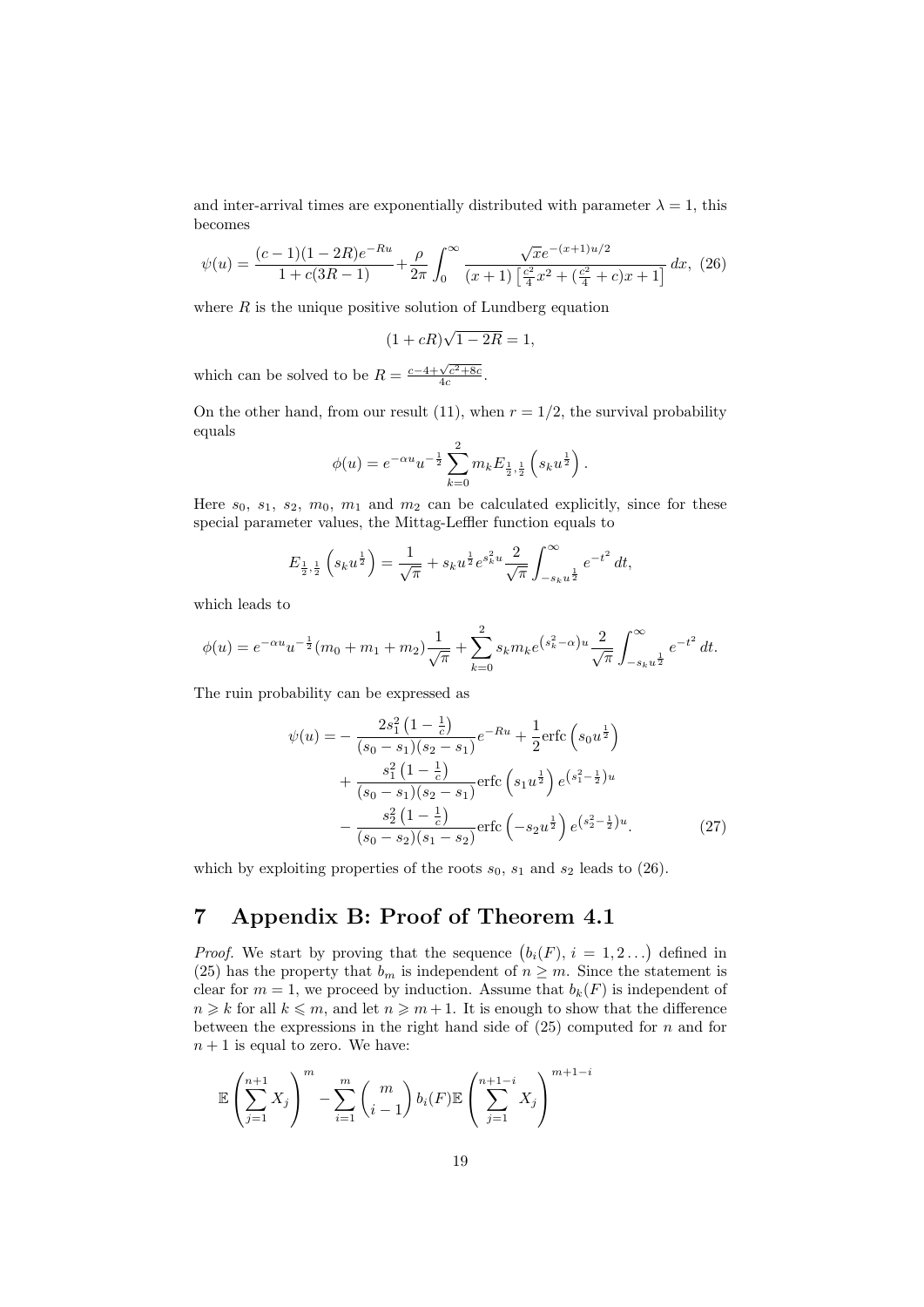and inter-arrival times are exponentially distributed with parameter $\lambda = 1$, this becomes

$$\psi(u) = \frac{(c-1)(1-2R)e^{-Ru}}{1+c(3R-1)} + \frac{\rho}{2\pi}\int_0^\infty \frac{\sqrt{x}e^{-(x+1)u/2}}{(x+1)\left[\frac{c^2}{4}x^2 + (\frac{c^2}{4}+c)x+1\right]}\,dx, \tag{26}$$

where $R$ is the unique positive solution of Lundberg equation

$$(1+cR)\sqrt{1-2R} = 1,$$

which can be solved to be $R = \frac{c-4+\sqrt{c^2+8c}}{4c}$.

On the other hand, from our result (11), when $r = 1/2$, the survival probability equals

$$\phi(u) = e^{-\alpha u}u^{-\frac{1}{2}}\sum_{k=0}^{2} m_k E_{\frac{1}{2},\frac{1}{2}}\left(s_k u^{\frac{1}{2}}\right).$$

Here $s_0$, $s_1$, $s_2$, $m_0$, $m_1$ and $m_2$ can be calculated explicitly, since for these special parameter values, the Mittag-Leffler function equals to

$$E_{\frac{1}{2},\frac{1}{2}}\left(s_k u^{\frac{1}{2}}\right) = \frac{1}{\sqrt{\pi}} + s_k u^{\frac{1}{2}} e^{s_k^2 u}\frac{2}{\sqrt{\pi}}\int_{-s_k u^{\frac{1}{2}}}^{\infty} e^{-t^2}\,dt,$$

which leads to

$$\phi(u) = e^{-\alpha u}u^{-\frac{1}{2}}(m_0+m_1+m_2)\frac{1}{\sqrt{\pi}} + \sum_{k=0}^{2} s_k m_k e^{\left(s_k^2-\alpha\right)u}\frac{2}{\sqrt{\pi}}\int_{-s_k u^{\frac{1}{2}}}^{\infty} e^{-t^2}\,dt.$$

The ruin probability can be expressed as

$$\begin{aligned}
\psi(u) = &-\frac{2s_1^2\left(1-\frac{1}{c}\right)}{(s_0-s_1)(s_2-s_1)}e^{-Ru} + \frac{1}{2}\mathrm{erfc}\left(s_0 u^{\frac{1}{2}}\right) \\
&+ \frac{s_1^2\left(1-\frac{1}{c}\right)}{(s_0-s_1)(s_2-s_1)}\mathrm{erfc}\left(s_1 u^{\frac{1}{2}}\right)e^{\left(s_1^2-\frac{1}{2}\right)u} \\
&- \frac{s_2^2\left(1-\frac{1}{c}\right)}{(s_0-s_2)(s_1-s_2)}\mathrm{erfc}\left(-s_2 u^{\frac{1}{2}}\right)e^{\left(s_2^2-\frac{1}{2}\right)u}.
\end{aligned} \tag{27}$$

which by exploiting properties of the roots $s_0$, $s_1$ and $s_2$ leads to (26).

# 7 Appendix B: Proof of Theorem 4.1

*Proof.* We start by proving that the sequence $\left(b_i(F),\, i = 1, 2\ldots\right)$ defined in (25) has the property that $b_m$ is independent of $n \geq m$. Since the statement is clear for $m = 1$, we proceed by induction. Assume that $b_k(F)$ is independent of $n \geqslant k$ for all $k \leqslant m$, and let $n \geqslant m+1$. It is enough to show that the difference between the expressions in the right hand side of (25) computed for $n$ and for $n+1$ is equal to zero. We have:

$$\mathbb{E}\left(\sum_{j=1}^{n+1} X_j\right)^m - \sum_{i=1}^{m}\binom{m}{i-1}b_i(F)\mathbb{E}\left(\sum_{j=1}^{n+1-i} X_j\right)^{m+1-i}$$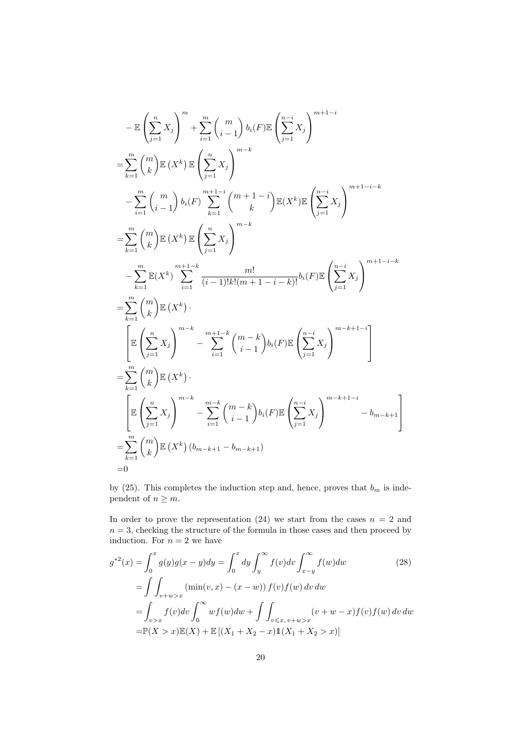$$
\begin{aligned}
&- \mathbb{E}\left(\sum_{j=1}^{n} X_j\right)^m + \sum_{i=1}^{m} \binom{m}{i-1} b_i(F) \mathbb{E}\left(\sum_{j=1}^{n-i} X_j\right)^{m+1-i} \\
=& \sum_{k=1}^{m} \binom{m}{k} \mathbb{E}\left(X^k\right) \mathbb{E}\left(\sum_{j=1}^{n} X_j\right)^{m-k} \\
&- \sum_{i=1}^{m} \binom{m}{i-1} b_i(F) \sum_{k=1}^{m+1-i} \binom{m+1-i}{k} \mathbb{E}(X^k) \mathbb{E}\left(\sum_{j=1}^{n-i} X_j\right)^{m+1-i-k} \\
=& \sum_{k=1}^{m} \binom{m}{k} \mathbb{E}\left(X^k\right) \mathbb{E}\left(\sum_{j=1}^{n} X_j\right)^{m-k} \\
&- \sum_{k=1}^{m} \mathbb{E}(X^k) \sum_{i=1}^{m+1-k} \frac{m!}{(i-1)!k!(m+1-i-k)!} b_i(F) \mathbb{E}\left(\sum_{j=1}^{n-i} X_j\right)^{m+1-i-k} \\
=& \sum_{k=1}^{m} \binom{m}{k} \mathbb{E}\left(X^k\right) \cdot \\
& \left[\mathbb{E}\left(\sum_{j=1}^{n} X_j\right)^{m-k} - \sum_{i=1}^{m+1-k} \binom{m-k}{i-1} b_i(F) \mathbb{E}\left(\sum_{j=1}^{n-i} X_j\right)^{m-k+1-i}\right] \\
=& \sum_{k=1}^{m} \binom{m}{k} \mathbb{E}\left(X^k\right) \cdot \\
& \left[\mathbb{E}\left(\sum_{j=1}^{n} X_j\right)^{m-k} - \sum_{i=1}^{m-k} \binom{m-k}{i-1} b_i(F) \mathbb{E}\left(\sum_{j=1}^{n-i} X_j\right)^{m-k+1-i} - b_{m-k+1}\right] \\
=& \sum_{k=1}^{m} \binom{m}{k} \mathbb{E}\left(X^k\right) \left(b_{m-k+1} - b_{m-k+1}\right) \\
=& 0
\end{aligned}
$$

by (25). This completes the induction step and, hence, proves that $b_m$ is independent of $n \geq m$.

In order to prove the representation (24) we start from the cases $n = 2$ and $n = 3$, checking the structure of the formula in those cases and then proceed by induction. For $n = 2$ we have

$$
\begin{aligned}
g^{*2}(x) =& \int_0^x g(y) g(x-y) dy = \int_0^x dy \int_y^\infty f(v) dv \int_{x-y}^\infty f(w) dw \qquad (28) \\
=& \int\int_{v+w>x} \left(\min(v,x) - (x-w)\right) f(v) f(w) \, dv \, dw \\
=& \int_{v>x} f(v) dv \int_0^\infty w f(w) dw + \int\int_{v \leqslant x, \, v+w>x} (v+w-x) f(v) f(w) \, dv \, dw \\
=& \mathbb{P}(X > x) \mathbb{E}(X) + \mathbb{E}\left[(X_1 + X_2 - x) \mathbb{1}(X_1 + X_2 > x)\right]
\end{aligned}
$$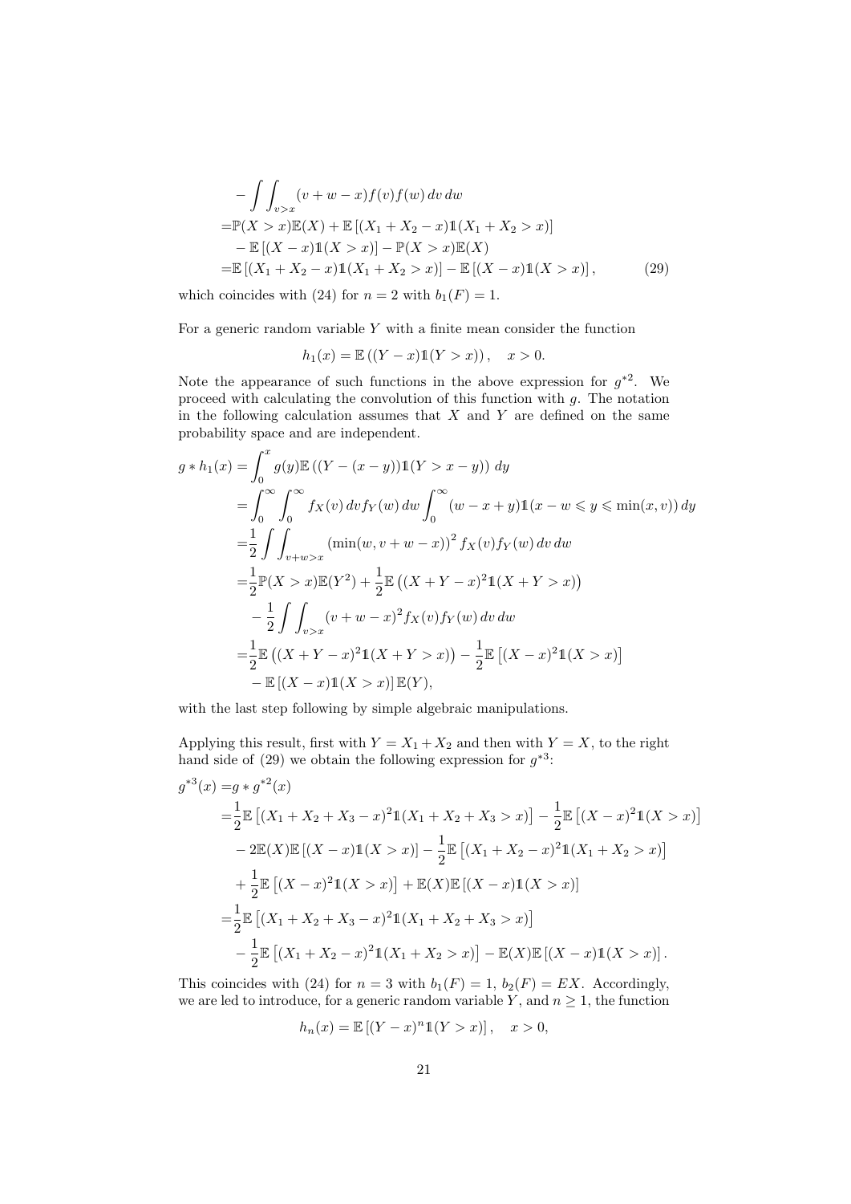$$
\begin{aligned}
&- \int\int_{v>x} (v+w-x) f(v) f(w)\, dv\, dw \\
=&\mathbb{P}(X > x)\mathbb{E}(X) + \mathbb{E}\left[(X_1 + X_2 - x)\mathbb{1}(X_1 + X_2 > x)\right] \\
&- \mathbb{E}\left[(X - x)\mathbb{1}(X > x)\right] - \mathbb{P}(X > x)\mathbb{E}(X) \\
=&\mathbb{E}\left[(X_1 + X_2 - x)\mathbb{1}(X_1 + X_2 > x)\right] - \mathbb{E}\left[(X - x)\mathbb{1}(X > x)\right], \qquad (29)
\end{aligned}
$$

which coincides with (24) for $n = 2$ with $b_1(F) = 1$.

For a generic random variable $Y$ with a finite mean consider the function

$$
h_1(x) = \mathbb{E}\left((Y - x)\mathbb{1}(Y > x)\right), \quad x > 0.
$$

Note the appearance of such functions in the above expression for $g^{*2}$. We proceed with calculating the convolution of this function with $g$. The notation in the following calculation assumes that $X$ and $Y$ are defined on the same probability space and are independent.

$$
\begin{aligned}
g * h_1(x) =& \int_0^x g(y)\mathbb{E}\left((Y - (x - y))\mathbb{1}(Y > x - y)\right)\, dy \\
=& \int_0^\infty \int_0^\infty f_X(v)\, dv f_Y(w)\, dw \int_0^\infty (w - x + y)\mathbb{1}(x - w \leqslant y \leqslant \min(x, v))\, dy \\
=& \frac{1}{2}\int\int_{v+w>x} \left(\min(w, v + w - x)\right)^2 f_X(v) f_Y(w)\, dv\, dw \\
=& \frac{1}{2}\mathbb{P}(X > x)\mathbb{E}(Y^2) + \frac{1}{2}\mathbb{E}\left((X + Y - x)^2\mathbb{1}(X + Y > x)\right) \\
&- \frac{1}{2}\int\int_{v>x} (v + w - x)^2 f_X(v) f_Y(w)\, dv\, dw \\
=& \frac{1}{2}\mathbb{E}\left((X + Y - x)^2\mathbb{1}(X + Y > x)\right) - \frac{1}{2}\mathbb{E}\left[(X - x)^2\mathbb{1}(X > x)\right] \\
&- \mathbb{E}\left[(X - x)\mathbb{1}(X > x)\right]\mathbb{E}(Y),
\end{aligned}
$$

with the last step following by simple algebraic manipulations.

Applying this result, first with $Y = X_1 + X_2$ and then with $Y = X$, to the right hand side of (29) we obtain the following expression for $g^{*3}$:

$$
\begin{aligned}
g^{*3}(x) =& g * g^{*2}(x) \\
=& \frac{1}{2}\mathbb{E}\left[(X_1 + X_2 + X_3 - x)^2\mathbb{1}(X_1 + X_2 + X_3 > x)\right] - \frac{1}{2}\mathbb{E}\left[(X - x)^2\mathbb{1}(X > x)\right] \\
&- 2\mathbb{E}(X)\mathbb{E}\left[(X - x)\mathbb{1}(X > x)\right] - \frac{1}{2}\mathbb{E}\left[(X_1 + X_2 - x)^2\mathbb{1}(X_1 + X_2 > x)\right] \\
&+ \frac{1}{2}\mathbb{E}\left[(X - x)^2\mathbb{1}(X > x)\right] + \mathbb{E}(X)\mathbb{E}\left[(X - x)\mathbb{1}(X > x)\right] \\
=& \frac{1}{2}\mathbb{E}\left[(X_1 + X_2 + X_3 - x)^2\mathbb{1}(X_1 + X_2 + X_3 > x)\right] \\
&- \frac{1}{2}\mathbb{E}\left[(X_1 + X_2 - x)^2\mathbb{1}(X_1 + X_2 > x)\right] - \mathbb{E}(X)\mathbb{E}\left[(X - x)\mathbb{1}(X > x)\right].
\end{aligned}
$$

This coincides with (24) for $n = 3$ with $b_1(F) = 1$, $b_2(F) = EX$. Accordingly, we are led to introduce, for a generic random variable $Y$, and $n \geq 1$, the function

$$
h_n(x) = \mathbb{E}\left[(Y - x)^n\mathbb{1}(Y > x)\right], \quad x > 0,
$$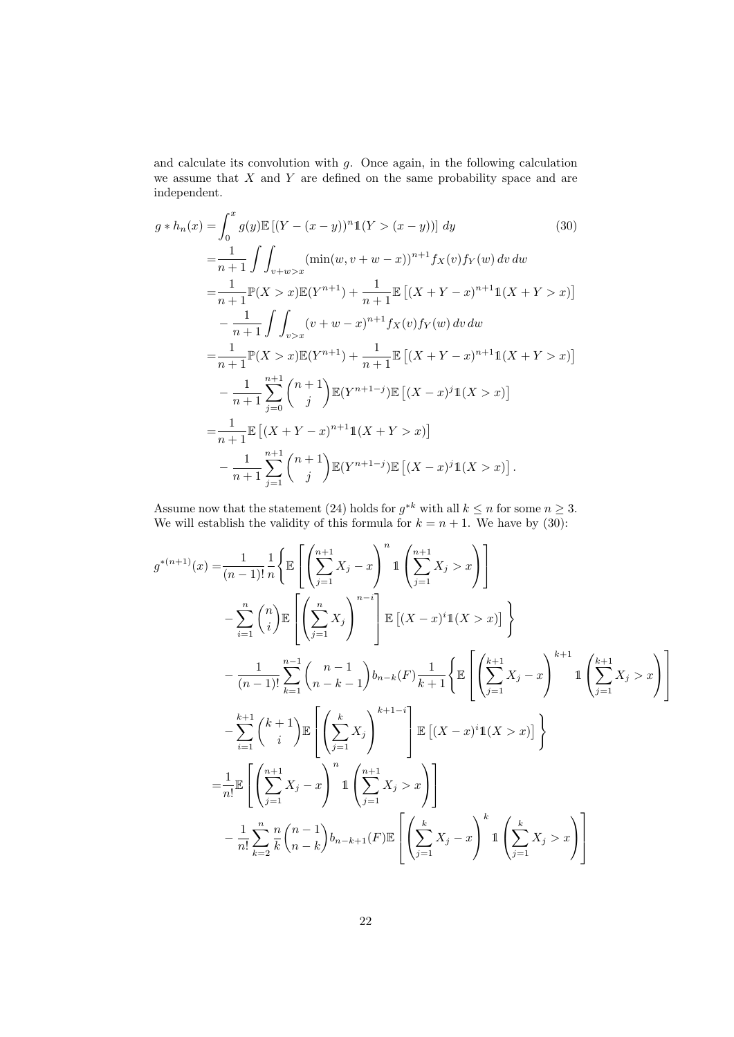and calculate its convolution with $g$. Once again, in the following calculation we assume that $X$ and $Y$ are defined on the same probability space and are independent.

$$
\begin{aligned}
g * h_n(x) =& \int_0^x g(y)\mathbb{E}\left[(Y-(x-y))^n \mathbb{1}(Y > (x-y))\right]\, dy \qquad (30)\\
=& \frac{1}{n+1}\int\int_{v+w>x} (\min(w, v+w-x))^{n+1} f_X(v) f_Y(w)\, dv\, dw\\
=& \frac{1}{n+1}\mathbb{P}(X>x)\mathbb{E}(Y^{n+1}) + \frac{1}{n+1}\mathbb{E}\left[(X+Y-x)^{n+1}\mathbb{1}(X+Y>x)\right]\\
&- \frac{1}{n+1}\int\int_{v>x} (v+w-x)^{n+1} f_X(v) f_Y(w)\, dv\, dw\\
=& \frac{1}{n+1}\mathbb{P}(X>x)\mathbb{E}(Y^{n+1}) + \frac{1}{n+1}\mathbb{E}\left[(X+Y-x)^{n+1}\mathbb{1}(X+Y>x)\right]\\
&- \frac{1}{n+1}\sum_{j=0}^{n+1}\binom{n+1}{j}\mathbb{E}(Y^{n+1-j})\mathbb{E}\left[(X-x)^j\mathbb{1}(X>x)\right]\\
=& \frac{1}{n+1}\mathbb{E}\left[(X+Y-x)^{n+1}\mathbb{1}(X+Y>x)\right]\\
&- \frac{1}{n+1}\sum_{j=1}^{n+1}\binom{n+1}{j}\mathbb{E}(Y^{n+1-j})\mathbb{E}\left[(X-x)^j\mathbb{1}(X>x)\right].
\end{aligned}
$$

Assume now that the statement (24) holds for $g^{*k}$ with all $k \le n$ for some $n \ge 3$. We will establish the validity of this formula for $k = n+1$. We have by (30):

$$
\begin{aligned}
g^{*(n+1)}(x) =& \frac{1}{(n-1)!}\frac{1}{n}\Bigg\{\mathbb{E}\left[\left(\sum_{j=1}^{n+1}X_j - x\right)^n \mathbb{1}\left(\sum_{j=1}^{n+1}X_j > x\right)\right]\\
&- \sum_{i=1}^{n}\binom{n}{i}\mathbb{E}\left[\left(\sum_{j=1}^{n}X_j\right)^{n-i}\right]\mathbb{E}\left[(X-x)^i\mathbb{1}(X>x)\right]\Bigg\}\\
&- \frac{1}{(n-1)!}\sum_{k=1}^{n-1}\binom{n-1}{n-k-1}b_{n-k}(F)\frac{1}{k+1}\Bigg\{\mathbb{E}\left[\left(\sum_{j=1}^{k+1}X_j - x\right)^{k+1}\mathbb{1}\left(\sum_{j=1}^{k+1}X_j > x\right)\right]\\
&- \sum_{i=1}^{k+1}\binom{k+1}{i}\mathbb{E}\left[\left(\sum_{j=1}^{k}X_j\right)^{k+1-i}\right]\mathbb{E}\left[(X-x)^i\mathbb{1}(X>x)\right]\Bigg\}\\
=& \frac{1}{n!}\mathbb{E}\left[\left(\sum_{j=1}^{n+1}X_j - x\right)^n \mathbb{1}\left(\sum_{j=1}^{n+1}X_j > x\right)\right]\\
&- \frac{1}{n!}\sum_{k=2}^{n}\frac{n}{k}\binom{n-1}{n-k}b_{n-k+1}(F)\mathbb{E}\left[\left(\sum_{j=1}^{k}X_j - x\right)^k \mathbb{1}\left(\sum_{j=1}^{k}X_j > x\right)\right]
\end{aligned}
$$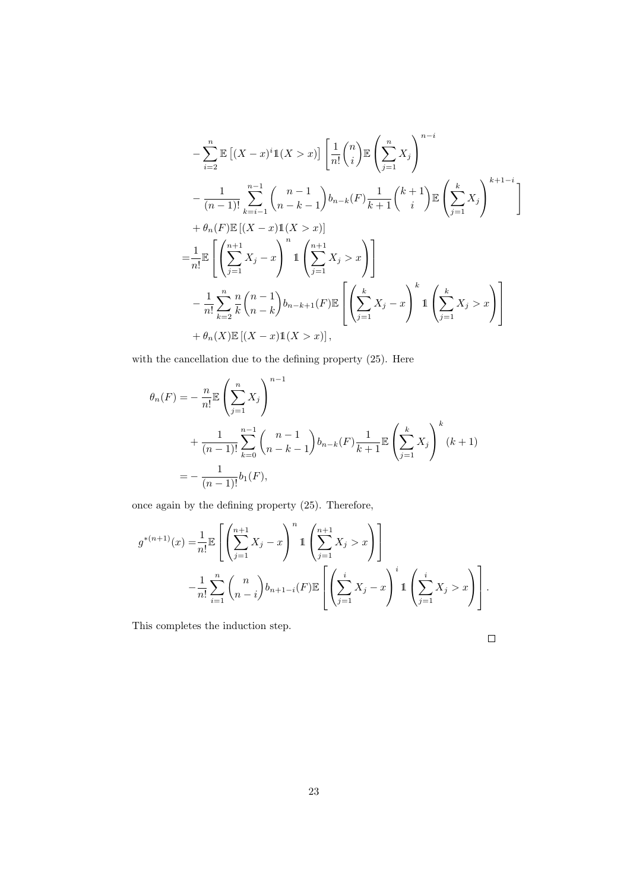$$
\begin{aligned}
&- \sum_{i=2}^{n} \mathbb{E}\left[(X-x)^i \mathbb{1}(X>x)\right] \left[ \frac{1}{n!}\binom{n}{i} \mathbb{E}\left(\sum_{j=1}^{n} X_j\right)^{n-i} \right. \\
&\left. - \frac{1}{(n-1)!} \sum_{k=i-1}^{n-1} \binom{n-1}{n-k-1} b_{n-k}(F) \frac{1}{k+1}\binom{k+1}{i} \mathbb{E}\left(\sum_{j=1}^{k} X_j\right)^{k+1-i} \right] \\
&+ \theta_n(F)\mathbb{E}\left[(X-x)\mathbb{1}(X>x)\right] \\
=& \frac{1}{n!}\mathbb{E}\left[\left(\sum_{j=1}^{n+1} X_j - x\right)^n \mathbb{1}\left(\sum_{j=1}^{n+1} X_j > x\right)\right] \\
&- \frac{1}{n!}\sum_{k=2}^{n} \frac{n}{k}\binom{n-1}{n-k} b_{n-k+1}(F) \mathbb{E}\left[\left(\sum_{j=1}^{k} X_j - x\right)^k \mathbb{1}\left(\sum_{j=1}^{k} X_j > x\right)\right] \\
&+ \theta_n(X)\mathbb{E}\left[(X-x)\mathbb{1}(X>x)\right],
\end{aligned}
$$

with the cancellation due to the defining property (25). Here

$$
\begin{aligned}
\theta_n(F) =& - \frac{n}{n!}\mathbb{E}\left(\sum_{j=1}^{n} X_j\right)^{n-1} \\
&+ \frac{1}{(n-1)!}\sum_{k=0}^{n-1}\binom{n-1}{n-k-1} b_{n-k}(F)\frac{1}{k+1}\mathbb{E}\left(\sum_{j=1}^{k} X_j\right)^k (k+1) \\
=& - \frac{1}{(n-1)!} b_1(F),
\end{aligned}
$$

once again by the defining property (25). Therefore,

$$
\begin{aligned}
g^{*(n+1)}(x) =& \frac{1}{n!}\mathbb{E}\left[\left(\sum_{j=1}^{n+1} X_j - x\right)^n \mathbb{1}\left(\sum_{j=1}^{n+1} X_j > x\right)\right] \\
&- \frac{1}{n!}\sum_{i=1}^{n}\binom{n}{n-i} b_{n+1-i}(F)\mathbb{E}\left[\left(\sum_{j=1}^{i} X_j - x\right)^i \mathbb{1}\left(\sum_{j=1}^{i} X_j > x\right)\right].
\end{aligned}
$$

This completes the induction step.

□